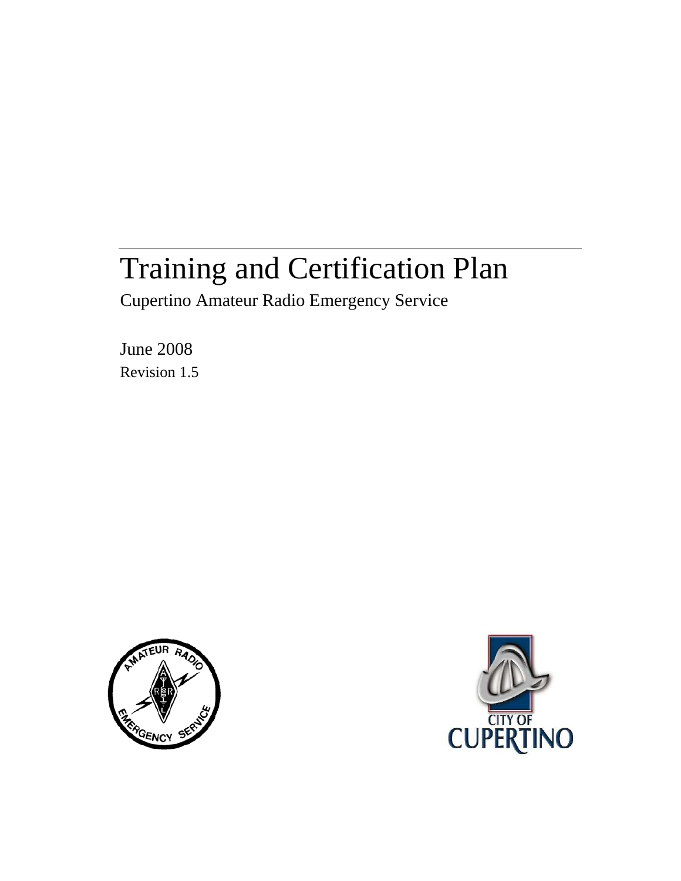# Training and Certification Plan

Cupertino Amateur Radio Emergency Service

June 2008

Revision 1.5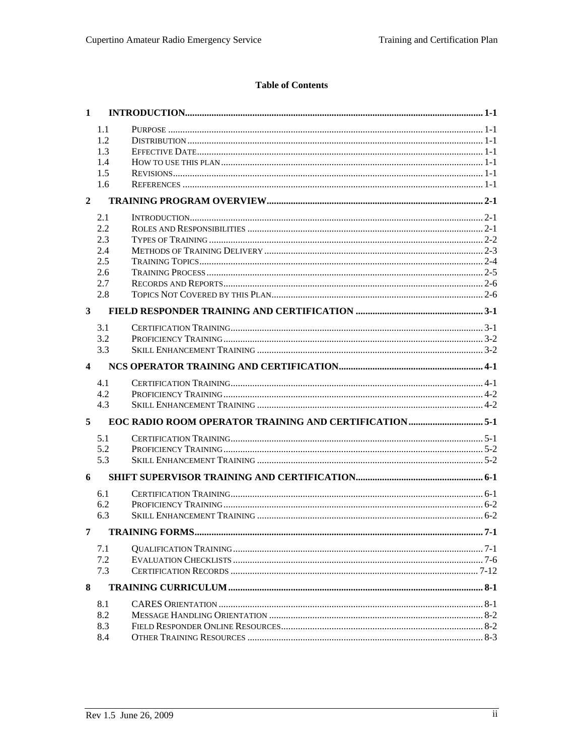**Table of Contents**

| | | |
|---|---|---|
| **1** | **INTRODUCTION** | **1-1** |
| 1.1 | Purpose | 1-1 |
| 1.2 | Distribution | 1-1 |
| 1.3 | Effective Date | 1-1 |
| 1.4 | How to use this plan | 1-1 |
| 1.5 | Revisions | 1-1 |
| 1.6 | References | 1-1 |
| **2** | **TRAINING PROGRAM OVERVIEW** | **2-1** |
| 2.1 | Introduction | 2-1 |
| 2.2 | Roles and Responsibilities | 2-1 |
| 2.3 | Types of Training | 2-2 |
| 2.4 | Methods of Training Delivery | 2-3 |
| 2.5 | Training Topics | 2-4 |
| 2.6 | Training Process | 2-5 |
| 2.7 | Records and Reports | 2-6 |
| 2.8 | Topics Not Covered by this Plan | 2-6 |
| **3** | **FIELD RESPONDER TRAINING AND CERTIFICATION** | **3-1** |
| 3.1 | Certification Training | 3-1 |
| 3.2 | Proficiency Training | 3-2 |
| 3.3 | Skill Enhancement Training | 3-2 |
| **4** | **NCS OPERATOR TRAINING AND CERTIFICATION** | **4-1** |
| 4.1 | Certification Training | 4-1 |
| 4.2 | Proficiency Training | 4-2 |
| 4.3 | Skill Enhancement Training | 4-2 |
| **5** | **EOC RADIO ROOM OPERATOR TRAINING AND CERTIFICATION** | **5-1** |
| 5.1 | Certification Training | 5-1 |
| 5.2 | Proficiency Training | 5-2 |
| 5.3 | Skill Enhancement Training | 5-2 |
| **6** | **SHIFT SUPERVISOR TRAINING AND CERTIFICATION** | **6-1** |
| 6.1 | Certification Training | 6-1 |
| 6.2 | Proficiency Training | 6-2 |
| 6.3 | Skill Enhancement Training | 6-2 |
| **7** | **TRAINING FORMS** | **7-1** |
| 7.1 | Qualification Training | 7-1 |
| 7.2 | Evaluation Checklists | 7-6 |
| 7.3 | Certification Records | 7-12 |
| **8** | **TRAINING CURRICULUM** | **8-1** |
| 8.1 | CARES Orientation | 8-1 |
| 8.2 | Message Handling Orientation | 8-2 |
| 8.3 | Field Responder Online Resources | 8-2 |
| 8.4 | Other Training Resources | 8-3 |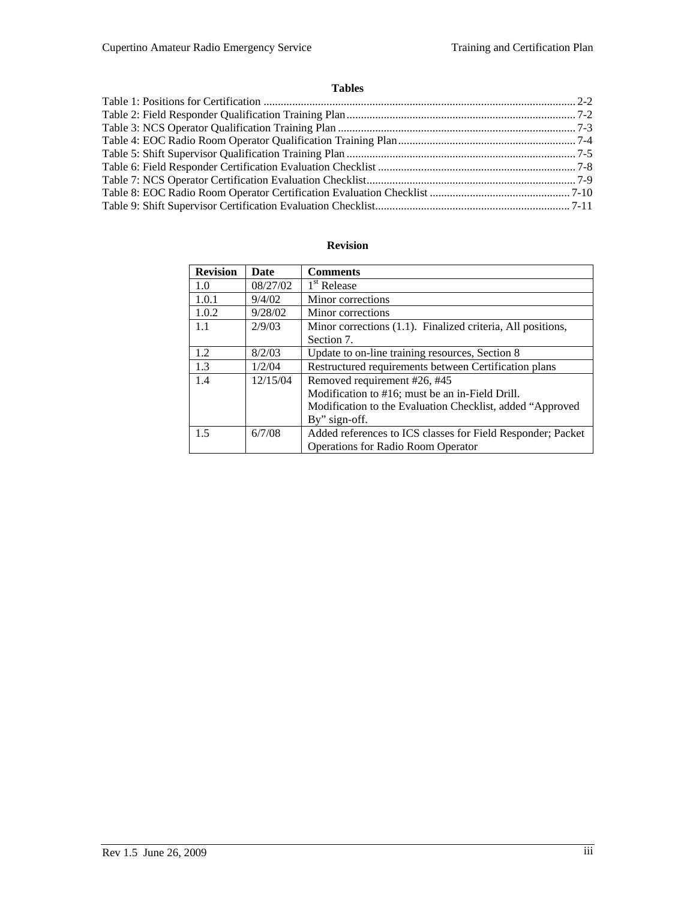**Tables**

Table 1: Positions for Certification ........................................................................................................... 2-2
Table 2: Field Responder Qualification Training Plan ............................................................................... 7-2
Table 3: NCS Operator Qualification Training Plan .................................................................................. 7-3
Table 4: EOC Radio Room Operator Qualification Training Plan ............................................................. 7-4
Table 5: Shift Supervisor Qualification Training Plan ............................................................................... 7-5
Table 6: Field Responder Certification Evaluation Checklist .................................................................... 7-8
Table 7: NCS Operator Certification Evaluation Checklist ........................................................................ 7-9
Table 8: EOC Radio Room Operator Certification Evaluation Checklist ................................................. 7-10
Table 9: Shift Supervisor Certification Evaluation Checklist ................................................................... 7-11

**Revision**

| Revision | Date | Comments |
|---|---|---|
| 1.0 | 08/27/02 | 1st Release |
| 1.0.1 | 9/4/02 | Minor corrections |
| 1.0.2 | 9/28/02 | Minor corrections |
| 1.1 | 2/9/03 | Minor corrections (1.1). Finalized criteria, All positions, Section 7. |
| 1.2 | 8/2/03 | Update to on-line training resources, Section 8 |
| 1.3 | 1/2/04 | Restructured requirements between Certification plans |
| 1.4 | 12/15/04 | Removed requirement #26, #45<br>Modification to #16; must be an in-Field Drill.<br>Modification to the Evaluation Checklist, added “Approved By” sign-off. |
| 1.5 | 6/7/08 | Added references to ICS classes for Field Responder; Packet Operations for Radio Room Operator |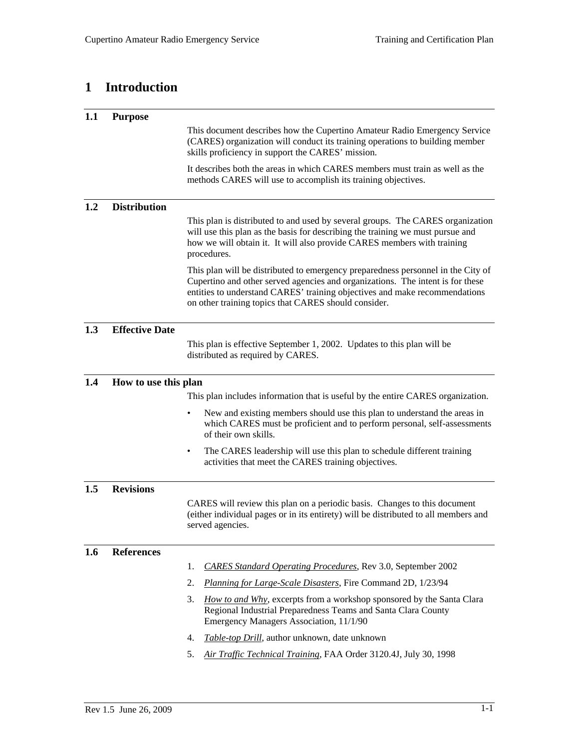# 1 Introduction

## 1.1 Purpose

This document describes how the Cupertino Amateur Radio Emergency Service (CARES) organization will conduct its training operations to building member skills proficiency in support the CARES' mission.

It describes both the areas in which CARES members must train as well as the methods CARES will use to accomplish its training objectives.

## 1.2 Distribution

This plan is distributed to and used by several groups. The CARES organization will use this plan as the basis for describing the training we must pursue and how we will obtain it. It will also provide CARES members with training procedures.

This plan will be distributed to emergency preparedness personnel in the City of Cupertino and other served agencies and organizations. The intent is for these entities to understand CARES' training objectives and make recommendations on other training topics that CARES should consider.

## 1.3 Effective Date

This plan is effective September 1, 2002. Updates to this plan will be distributed as required by CARES.

## 1.4 How to use this plan

This plan includes information that is useful by the entire CARES organization.

- New and existing members should use this plan to understand the areas in which CARES must be proficient and to perform personal, self-assessments of their own skills.
- The CARES leadership will use this plan to schedule different training activities that meet the CARES training objectives.

## 1.5 Revisions

CARES will review this plan on a periodic basis. Changes to this document (either individual pages or in its entirety) will be distributed to all members and served agencies.

## 1.6 References

1. *CARES Standard Operating Procedures*, Rev 3.0, September 2002
2. *Planning for Large-Scale Disasters*, Fire Command 2D, 1/23/94
3. *How to and Why*, excerpts from a workshop sponsored by the Santa Clara Regional Industrial Preparedness Teams and Santa Clara County Emergency Managers Association, 11/1/90
4. *Table-top Drill*, author unknown, date unknown
5. *Air Traffic Technical Training*, FAA Order 3120.4J, July 30, 1998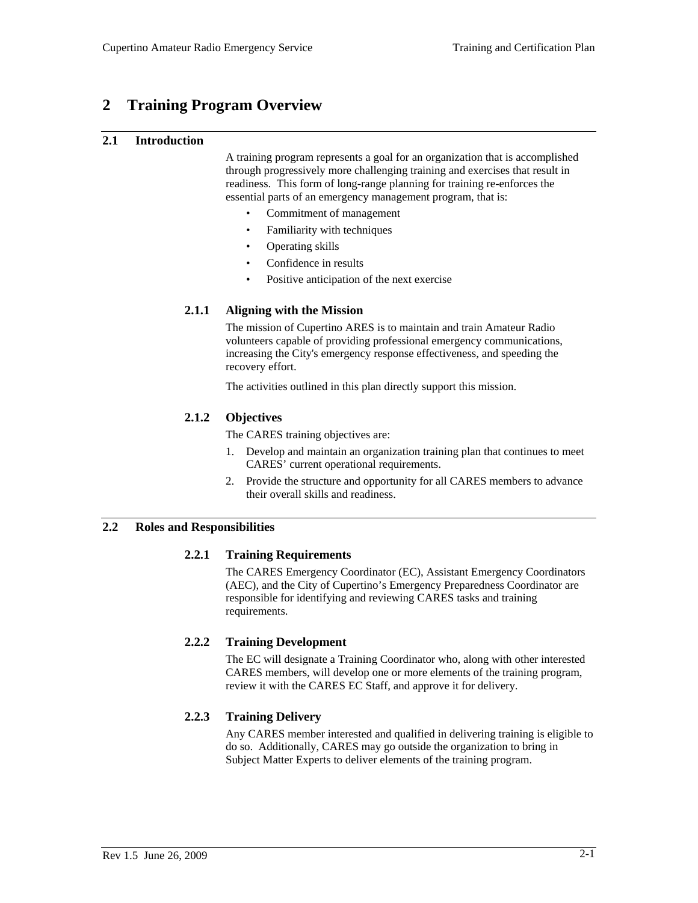# 2 Training Program Overview

## 2.1 Introduction

A training program represents a goal for an organization that is accomplished through progressively more challenging training and exercises that result in readiness. This form of long-range planning for training re-enforces the essential parts of an emergency management program, that is:

- Commitment of management
- Familiarity with techniques
- Operating skills
- Confidence in results
- Positive anticipation of the next exercise

### 2.1.1 Aligning with the Mission

The mission of Cupertino ARES is to maintain and train Amateur Radio volunteers capable of providing professional emergency communications, increasing the City's emergency response effectiveness, and speeding the recovery effort.

The activities outlined in this plan directly support this mission.

### 2.1.2 Objectives

The CARES training objectives are:

1. Develop and maintain an organization training plan that continues to meet CARES' current operational requirements.
2. Provide the structure and opportunity for all CARES members to advance their overall skills and readiness.

## 2.2 Roles and Responsibilities

### 2.2.1 Training Requirements

The CARES Emergency Coordinator (EC), Assistant Emergency Coordinators (AEC), and the City of Cupertino's Emergency Preparedness Coordinator are responsible for identifying and reviewing CARES tasks and training requirements.

### 2.2.2 Training Development

The EC will designate a Training Coordinator who, along with other interested CARES members, will develop one or more elements of the training program, review it with the CARES EC Staff, and approve it for delivery.

### 2.2.3 Training Delivery

Any CARES member interested and qualified in delivering training is eligible to do so. Additionally, CARES may go outside the organization to bring in Subject Matter Experts to deliver elements of the training program.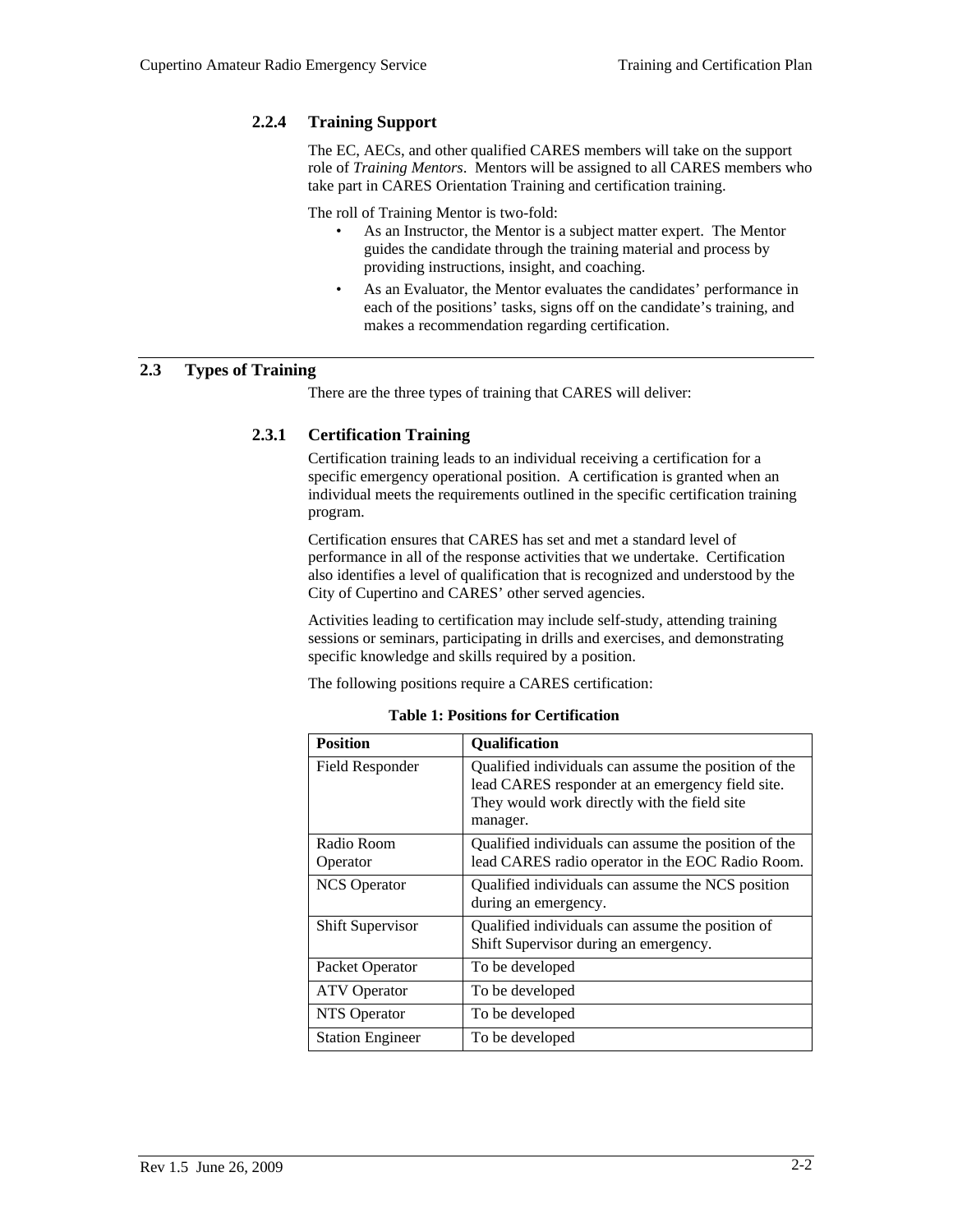### 2.2.4 Training Support

The EC, AECs, and other qualified CARES members will take on the support role of *Training Mentors*. Mentors will be assigned to all CARES members who take part in CARES Orientation Training and certification training.

The roll of Training Mentor is two-fold:

- As an Instructor, the Mentor is a subject matter expert. The Mentor guides the candidate through the training material and process by providing instructions, insight, and coaching.
- As an Evaluator, the Mentor evaluates the candidates' performance in each of the positions' tasks, signs off on the candidate's training, and makes a recommendation regarding certification.

## 2.3 Types of Training

There are the three types of training that CARES will deliver:

### 2.3.1 Certification Training

Certification training leads to an individual receiving a certification for a specific emergency operational position. A certification is granted when an individual meets the requirements outlined in the specific certification training program.

Certification ensures that CARES has set and met a standard level of performance in all of the response activities that we undertake. Certification also identifies a level of qualification that is recognized and understood by the City of Cupertino and CARES' other served agencies.

Activities leading to certification may include self-study, attending training sessions or seminars, participating in drills and exercises, and demonstrating specific knowledge and skills required by a position.

The following positions require a CARES certification:

**Table 1: Positions for Certification**

| Position | Qualification |
| --- | --- |
| Field Responder | Qualified individuals can assume the position of the lead CARES responder at an emergency field site. They would work directly with the field site manager. |
| Radio Room Operator | Qualified individuals can assume the position of the lead CARES radio operator in the EOC Radio Room. |
| NCS Operator | Qualified individuals can assume the NCS position during an emergency. |
| Shift Supervisor | Qualified individuals can assume the position of Shift Supervisor during an emergency. |
| Packet Operator | To be developed |
| ATV Operator | To be developed |
| NTS Operator | To be developed |
| Station Engineer | To be developed |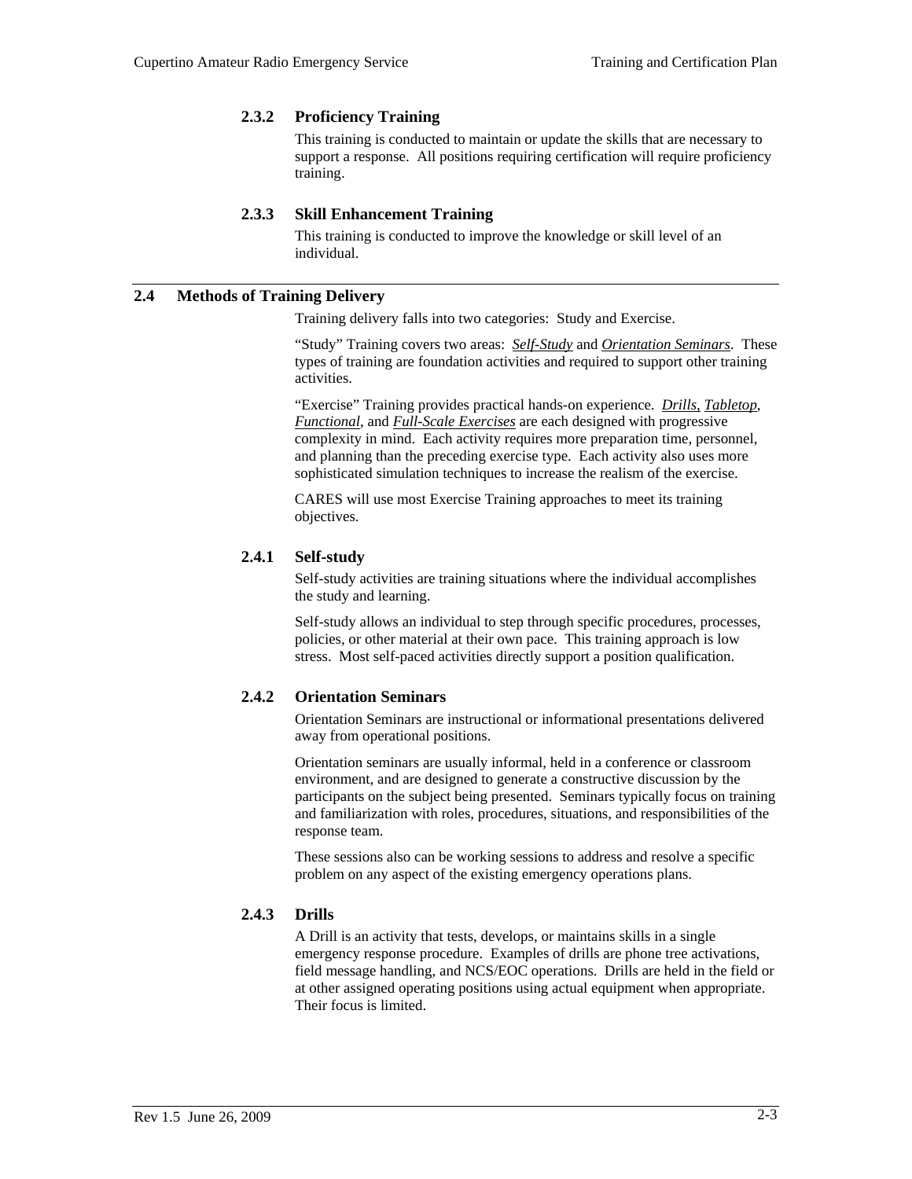### 2.3.2 Proficiency Training

This training is conducted to maintain or update the skills that are necessary to support a response. All positions requiring certification will require proficiency training.

### 2.3.3 Skill Enhancement Training

This training is conducted to improve the knowledge or skill level of an individual.

## 2.4 Methods of Training Delivery

Training delivery falls into two categories: Study and Exercise.

"Study" Training covers two areas: *Self-Study* and *Orientation Seminars*. These types of training are foundation activities and required to support other training activities.

"Exercise" Training provides practical hands-on experience. *Drills*, *Tabletop*, *Functional*, and *Full-Scale Exercises* are each designed with progressive complexity in mind. Each activity requires more preparation time, personnel, and planning than the preceding exercise type. Each activity also uses more sophisticated simulation techniques to increase the realism of the exercise.

CARES will use most Exercise Training approaches to meet its training objectives.

### 2.4.1 Self-study

Self-study activities are training situations where the individual accomplishes the study and learning.

Self-study allows an individual to step through specific procedures, processes, policies, or other material at their own pace. This training approach is low stress. Most self-paced activities directly support a position qualification.

### 2.4.2 Orientation Seminars

Orientation Seminars are instructional or informational presentations delivered away from operational positions.

Orientation seminars are usually informal, held in a conference or classroom environment, and are designed to generate a constructive discussion by the participants on the subject being presented. Seminars typically focus on training and familiarization with roles, procedures, situations, and responsibilities of the response team.

These sessions also can be working sessions to address and resolve a specific problem on any aspect of the existing emergency operations plans.

### 2.4.3 Drills

A Drill is an activity that tests, develops, or maintains skills in a single emergency response procedure. Examples of drills are phone tree activations, field message handling, and NCS/EOC operations. Drills are held in the field or at other assigned operating positions using actual equipment when appropriate. Their focus is limited.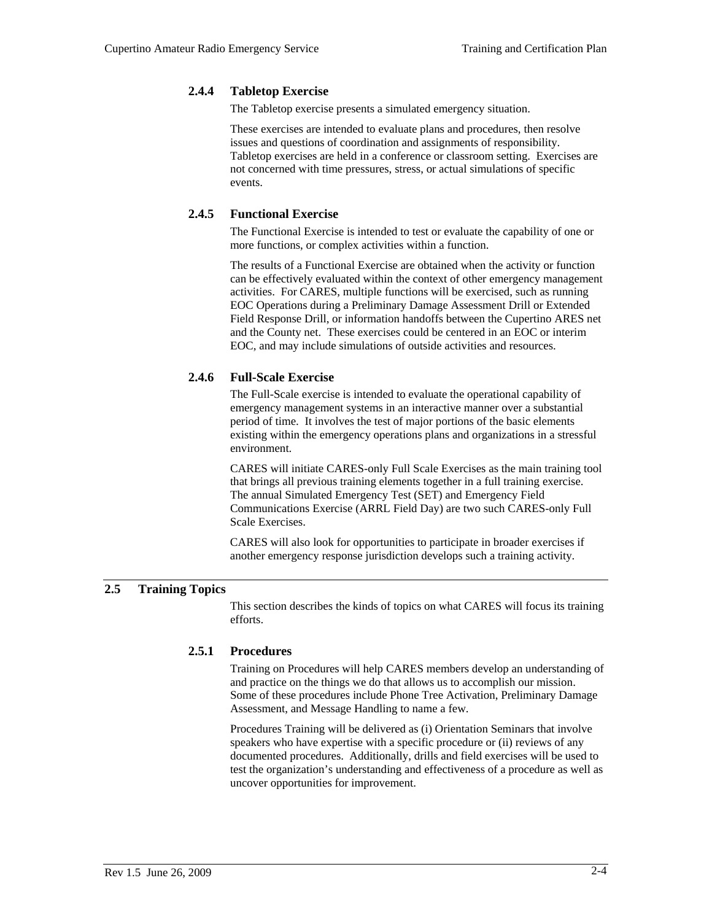### 2.4.4 Tabletop Exercise

The Tabletop exercise presents a simulated emergency situation.

These exercises are intended to evaluate plans and procedures, then resolve issues and questions of coordination and assignments of responsibility. Tabletop exercises are held in a conference or classroom setting. Exercises are not concerned with time pressures, stress, or actual simulations of specific events.

### 2.4.5 Functional Exercise

The Functional Exercise is intended to test or evaluate the capability of one or more functions, or complex activities within a function.

The results of a Functional Exercise are obtained when the activity or function can be effectively evaluated within the context of other emergency management activities. For CARES, multiple functions will be exercised, such as running EOC Operations during a Preliminary Damage Assessment Drill or Extended Field Response Drill, or information handoffs between the Cupertino ARES net and the County net. These exercises could be centered in an EOC or interim EOC, and may include simulations of outside activities and resources.

### 2.4.6 Full-Scale Exercise

The Full-Scale exercise is intended to evaluate the operational capability of emergency management systems in an interactive manner over a substantial period of time. It involves the test of major portions of the basic elements existing within the emergency operations plans and organizations in a stressful environment.

CARES will initiate CARES-only Full Scale Exercises as the main training tool that brings all previous training elements together in a full training exercise. The annual Simulated Emergency Test (SET) and Emergency Field Communications Exercise (ARRL Field Day) are two such CARES-only Full Scale Exercises.

CARES will also look for opportunities to participate in broader exercises if another emergency response jurisdiction develops such a training activity.

## 2.5 Training Topics

This section describes the kinds of topics on what CARES will focus its training efforts.

### 2.5.1 Procedures

Training on Procedures will help CARES members develop an understanding of and practice on the things we do that allows us to accomplish our mission. Some of these procedures include Phone Tree Activation, Preliminary Damage Assessment, and Message Handling to name a few.

Procedures Training will be delivered as (i) Orientation Seminars that involve speakers who have expertise with a specific procedure or (ii) reviews of any documented procedures. Additionally, drills and field exercises will be used to test the organization's understanding and effectiveness of a procedure as well as uncover opportunities for improvement.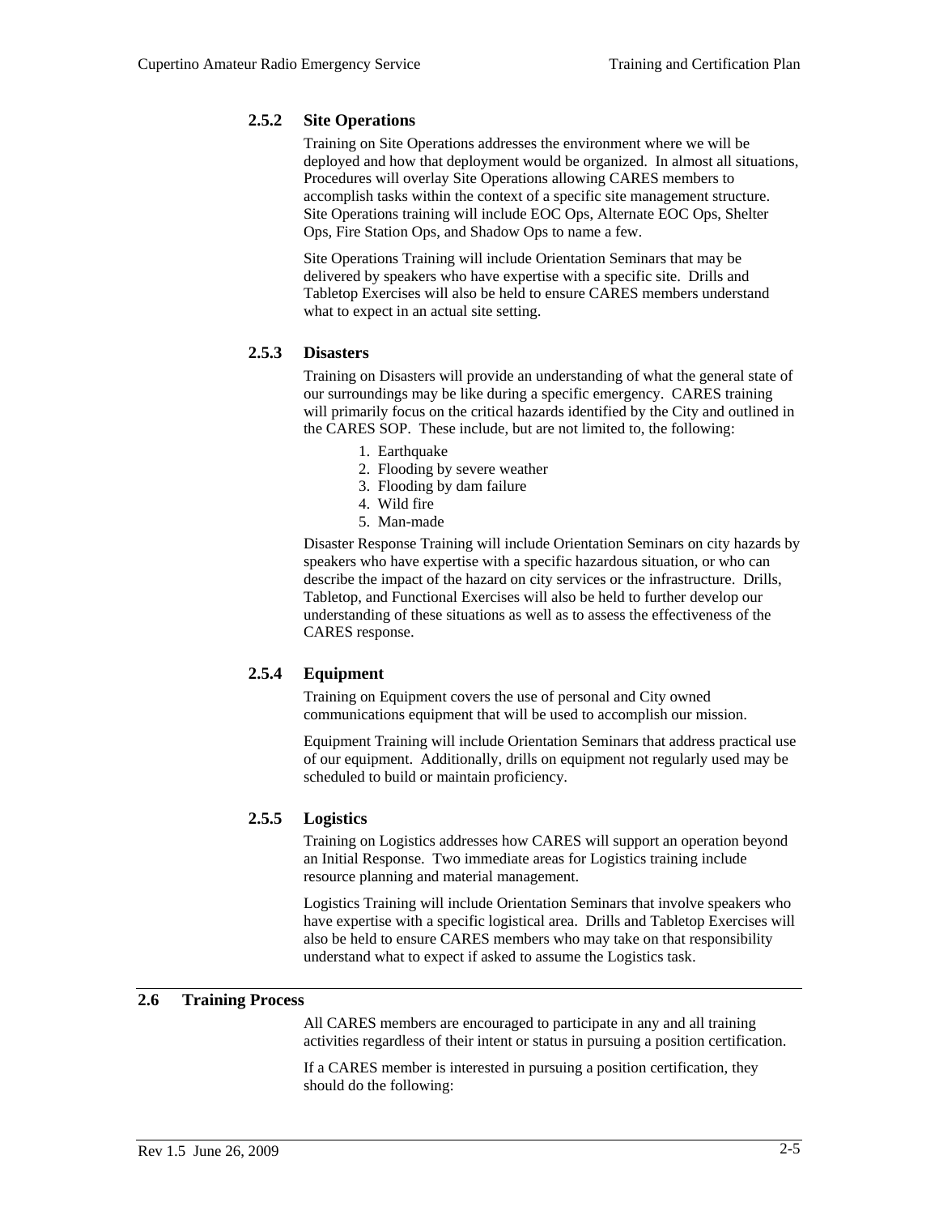### 2.5.2 Site Operations

Training on Site Operations addresses the environment where we will be deployed and how that deployment would be organized. In almost all situations, Procedures will overlay Site Operations allowing CARES members to accomplish tasks within the context of a specific site management structure. Site Operations training will include EOC Ops, Alternate EOC Ops, Shelter Ops, Fire Station Ops, and Shadow Ops to name a few.

Site Operations Training will include Orientation Seminars that may be delivered by speakers who have expertise with a specific site. Drills and Tabletop Exercises will also be held to ensure CARES members understand what to expect in an actual site setting.

### 2.5.3 Disasters

Training on Disasters will provide an understanding of what the general state of our surroundings may be like during a specific emergency. CARES training will primarily focus on the critical hazards identified by the City and outlined in the CARES SOP. These include, but are not limited to, the following:

1. Earthquake
2. Flooding by severe weather
3. Flooding by dam failure
4. Wild fire
5. Man-made

Disaster Response Training will include Orientation Seminars on city hazards by speakers who have expertise with a specific hazardous situation, or who can describe the impact of the hazard on city services or the infrastructure. Drills, Tabletop, and Functional Exercises will also be held to further develop our understanding of these situations as well as to assess the effectiveness of the CARES response.

### 2.5.4 Equipment

Training on Equipment covers the use of personal and City owned communications equipment that will be used to accomplish our mission.

Equipment Training will include Orientation Seminars that address practical use of our equipment. Additionally, drills on equipment not regularly used may be scheduled to build or maintain proficiency.

### 2.5.5 Logistics

Training on Logistics addresses how CARES will support an operation beyond an Initial Response. Two immediate areas for Logistics training include resource planning and material management.

Logistics Training will include Orientation Seminars that involve speakers who have expertise with a specific logistical area. Drills and Tabletop Exercises will also be held to ensure CARES members who may take on that responsibility understand what to expect if asked to assume the Logistics task.

## 2.6 Training Process

All CARES members are encouraged to participate in any and all training activities regardless of their intent or status in pursuing a position certification.

If a CARES member is interested in pursuing a position certification, they should do the following: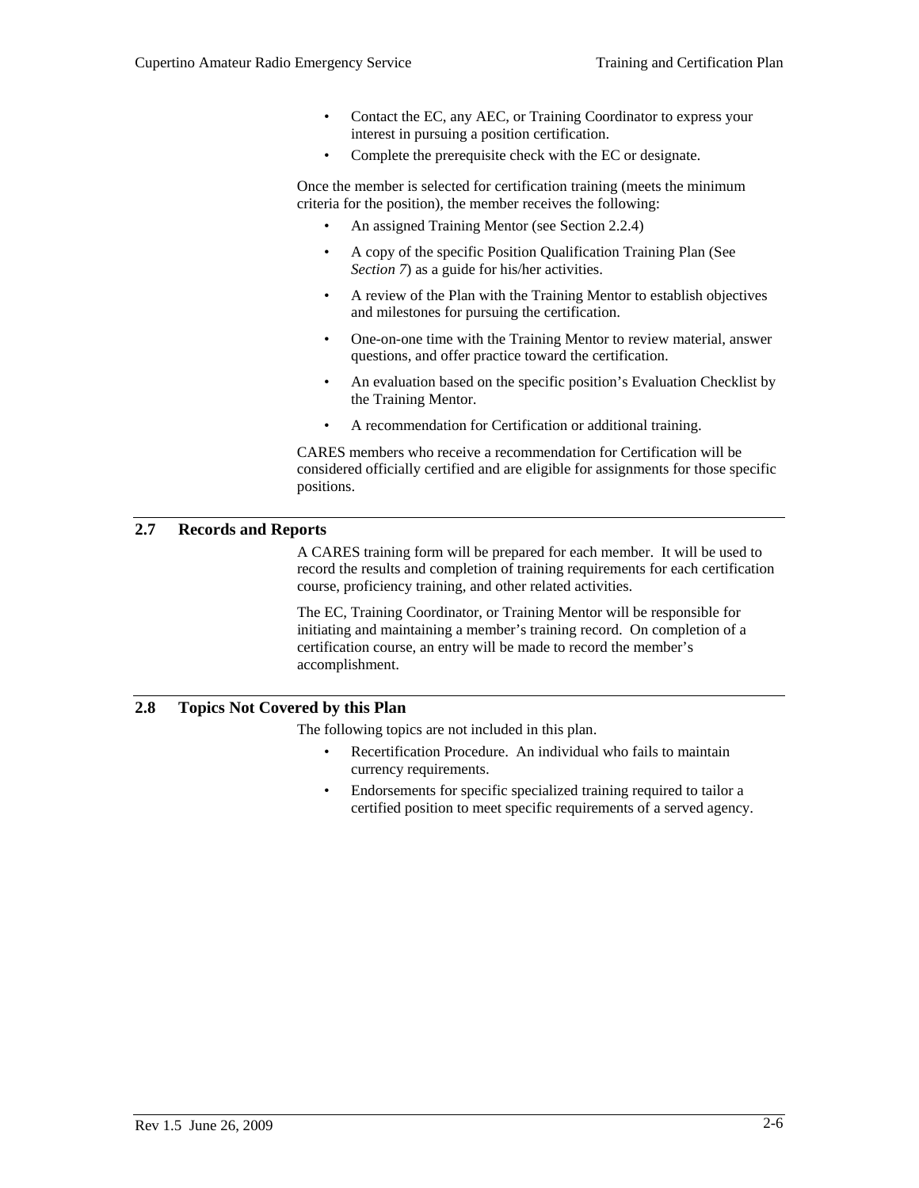- Contact the EC, any AEC, or Training Coordinator to express your interest in pursuing a position certification.
- Complete the prerequisite check with the EC or designate.

Once the member is selected for certification training (meets the minimum criteria for the position), the member receives the following:

- An assigned Training Mentor (see Section 2.2.4)
- A copy of the specific Position Qualification Training Plan (See *Section 7*) as a guide for his/her activities.
- A review of the Plan with the Training Mentor to establish objectives and milestones for pursuing the certification.
- One-on-one time with the Training Mentor to review material, answer questions, and offer practice toward the certification.
- An evaluation based on the specific position's Evaluation Checklist by the Training Mentor.
- A recommendation for Certification or additional training.

CARES members who receive a recommendation for Certification will be considered officially certified and are eligible for assignments for those specific positions.

## 2.7 Records and Reports

A CARES training form will be prepared for each member. It will be used to record the results and completion of training requirements for each certification course, proficiency training, and other related activities.

The EC, Training Coordinator, or Training Mentor will be responsible for initiating and maintaining a member's training record. On completion of a certification course, an entry will be made to record the member's accomplishment.

## 2.8 Topics Not Covered by this Plan

The following topics are not included in this plan.

- Recertification Procedure. An individual who fails to maintain currency requirements.
- Endorsements for specific specialized training required to tailor a certified position to meet specific requirements of a served agency.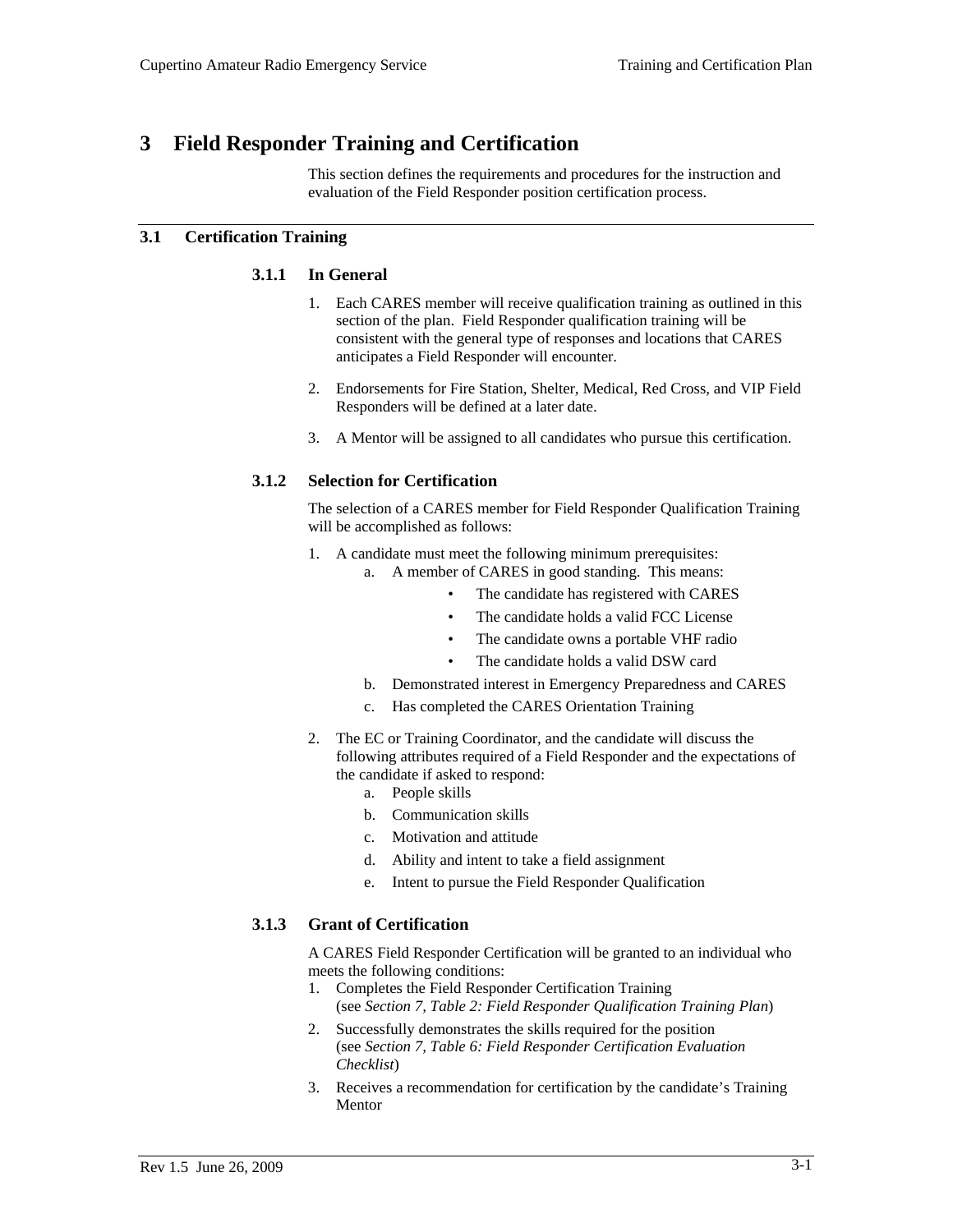# 3 Field Responder Training and Certification

This section defines the requirements and procedures for the instruction and evaluation of the Field Responder position certification process.

## 3.1 Certification Training

### 3.1.1 In General

1. Each CARES member will receive qualification training as outlined in this section of the plan. Field Responder qualification training will be consistent with the general type of responses and locations that CARES anticipates a Field Responder will encounter.
2. Endorsements for Fire Station, Shelter, Medical, Red Cross, and VIP Field Responders will be defined at a later date.
3. A Mentor will be assigned to all candidates who pursue this certification.

### 3.1.2 Selection for Certification

The selection of a CARES member for Field Responder Qualification Training will be accomplished as follows:

1. A candidate must meet the following minimum prerequisites:
   a. A member of CARES in good standing. This means:
      - The candidate has registered with CARES
      - The candidate holds a valid FCC License
      - The candidate owns a portable VHF radio
      - The candidate holds a valid DSW card
   
   b. Demonstrated interest in Emergency Preparedness and CARES
   
   c. Has completed the CARES Orientation Training
2. The EC or Training Coordinator, and the candidate will discuss the following attributes required of a Field Responder and the expectations of the candidate if asked to respond:
   a. People skills
   
   b. Communication skills
   
   c. Motivation and attitude
   
   d. Ability and intent to take a field assignment
   
   e. Intent to pursue the Field Responder Qualification

### 3.1.3 Grant of Certification

A CARES Field Responder Certification will be granted to an individual who meets the following conditions:

1. Completes the Field Responder Certification Training (see *Section 7, Table 2: Field Responder Qualification Training Plan*)
2. Successfully demonstrates the skills required for the position (see *Section 7, Table 6: Field Responder Certification Evaluation Checklist*)
3. Receives a recommendation for certification by the candidate's Training Mentor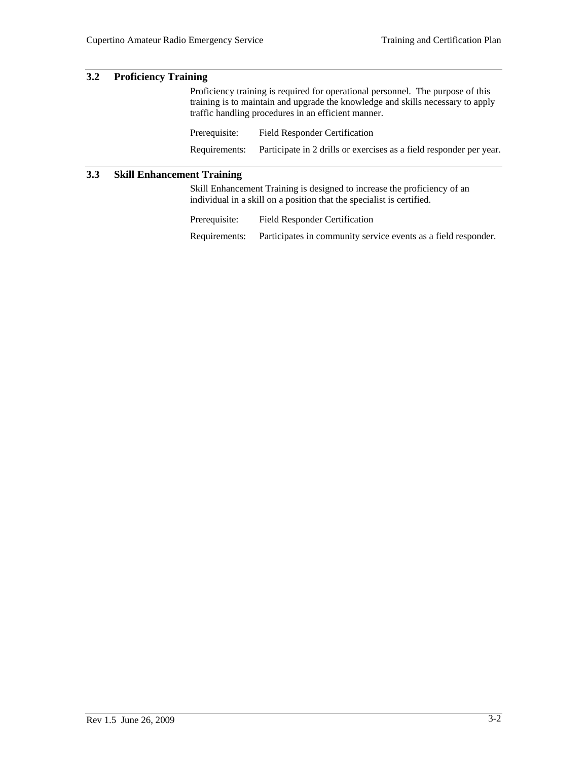## 3.2 Proficiency Training

Proficiency training is required for operational personnel. The purpose of this training is to maintain and upgrade the knowledge and skills necessary to apply traffic handling procedures in an efficient manner.

Prerequisite: Field Responder Certification

Requirements: Participate in 2 drills or exercises as a field responder per year.

## 3.3 Skill Enhancement Training

Skill Enhancement Training is designed to increase the proficiency of an individual in a skill on a position that the specialist is certified.

Prerequisite: Field Responder Certification

Requirements: Participates in community service events as a field responder.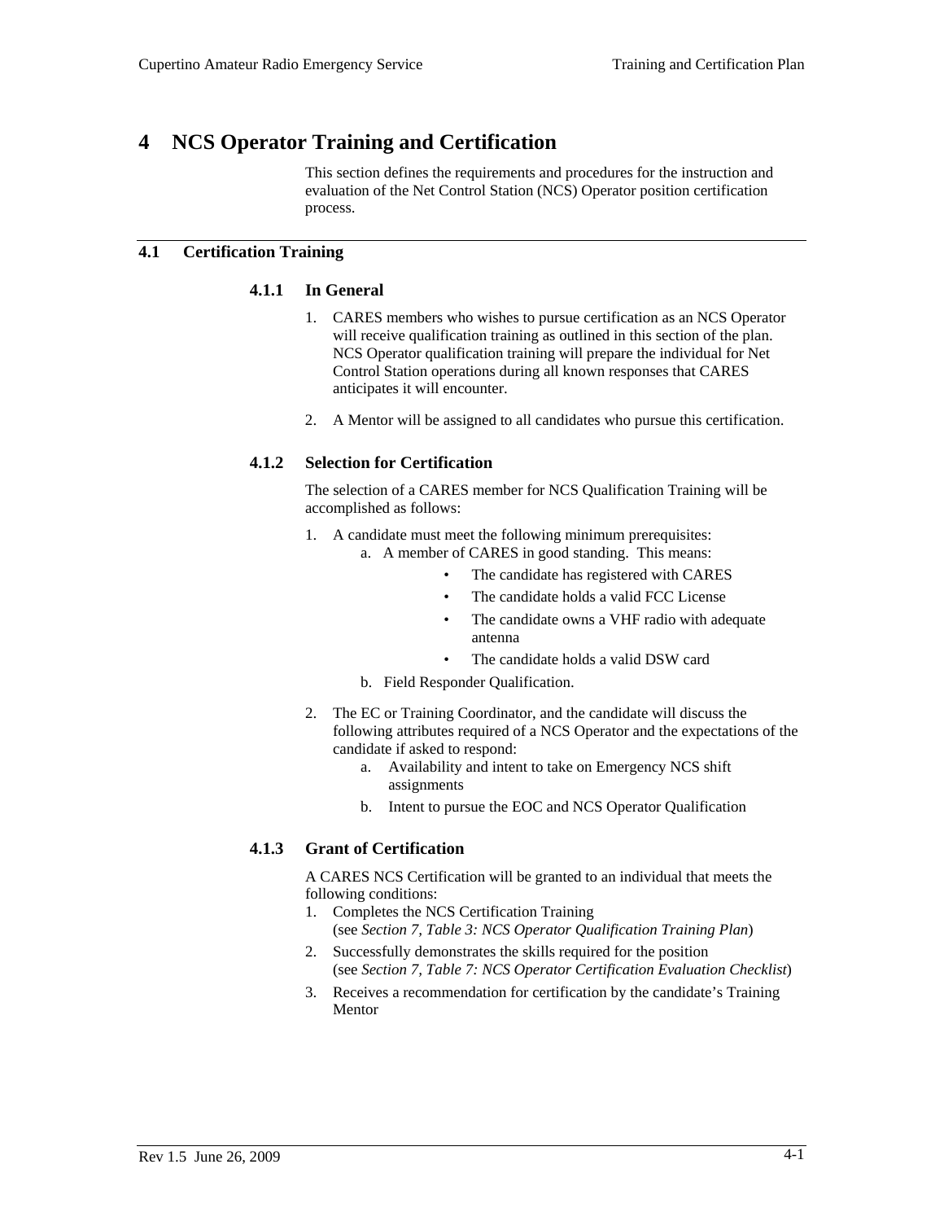# 4 NCS Operator Training and Certification

This section defines the requirements and procedures for the instruction and evaluation of the Net Control Station (NCS) Operator position certification process.

## 4.1 Certification Training

### 4.1.1 In General

1. CARES members who wishes to pursue certification as an NCS Operator will receive qualification training as outlined in this section of the plan. NCS Operator qualification training will prepare the individual for Net Control Station operations during all known responses that CARES anticipates it will encounter.
2. A Mentor will be assigned to all candidates who pursue this certification.

### 4.1.2 Selection for Certification

The selection of a CARES member for NCS Qualification Training will be accomplished as follows:

1. A candidate must meet the following minimum prerequisites:
   a. A member of CARES in good standing. This means:
      - The candidate has registered with CARES
      - The candidate holds a valid FCC License
      - The candidate owns a VHF radio with adequate antenna
      - The candidate holds a valid DSW card

   b. Field Responder Qualification.
2. The EC or Training Coordinator, and the candidate will discuss the following attributes required of a NCS Operator and the expectations of the candidate if asked to respond:
   a. Availability and intent to take on Emergency NCS shift assignments
   b. Intent to pursue the EOC and NCS Operator Qualification

### 4.1.3 Grant of Certification

A CARES NCS Certification will be granted to an individual that meets the following conditions:

1. Completes the NCS Certification Training (see *Section 7, Table 3: NCS Operator Qualification Training Plan*)
2. Successfully demonstrates the skills required for the position (see *Section 7, Table 7: NCS Operator Certification Evaluation Checklist*)
3. Receives a recommendation for certification by the candidate's Training Mentor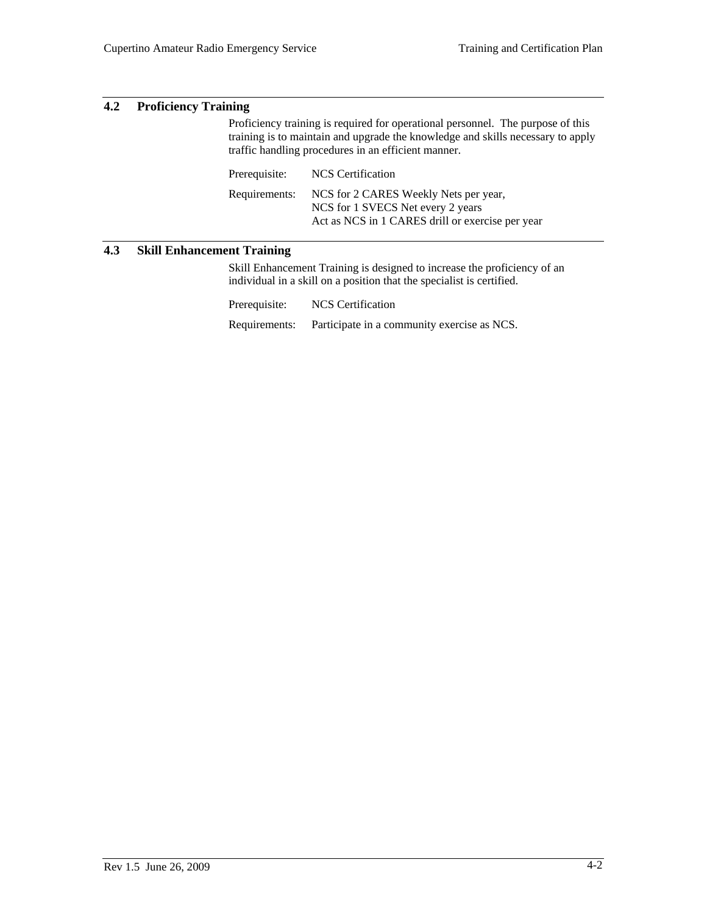## 4.2 Proficiency Training

Proficiency training is required for operational personnel. The purpose of this training is to maintain and upgrade the knowledge and skills necessary to apply traffic handling procedures in an efficient manner.

Prerequisite: NCS Certification

Requirements: NCS for 2 CARES Weekly Nets per year,
NCS for 1 SVECS Net every 2 years
Act as NCS in 1 CARES drill or exercise per year

## 4.3 Skill Enhancement Training

Skill Enhancement Training is designed to increase the proficiency of an individual in a skill on a position that the specialist is certified.

Prerequisite: NCS Certification

Requirements: Participate in a community exercise as NCS.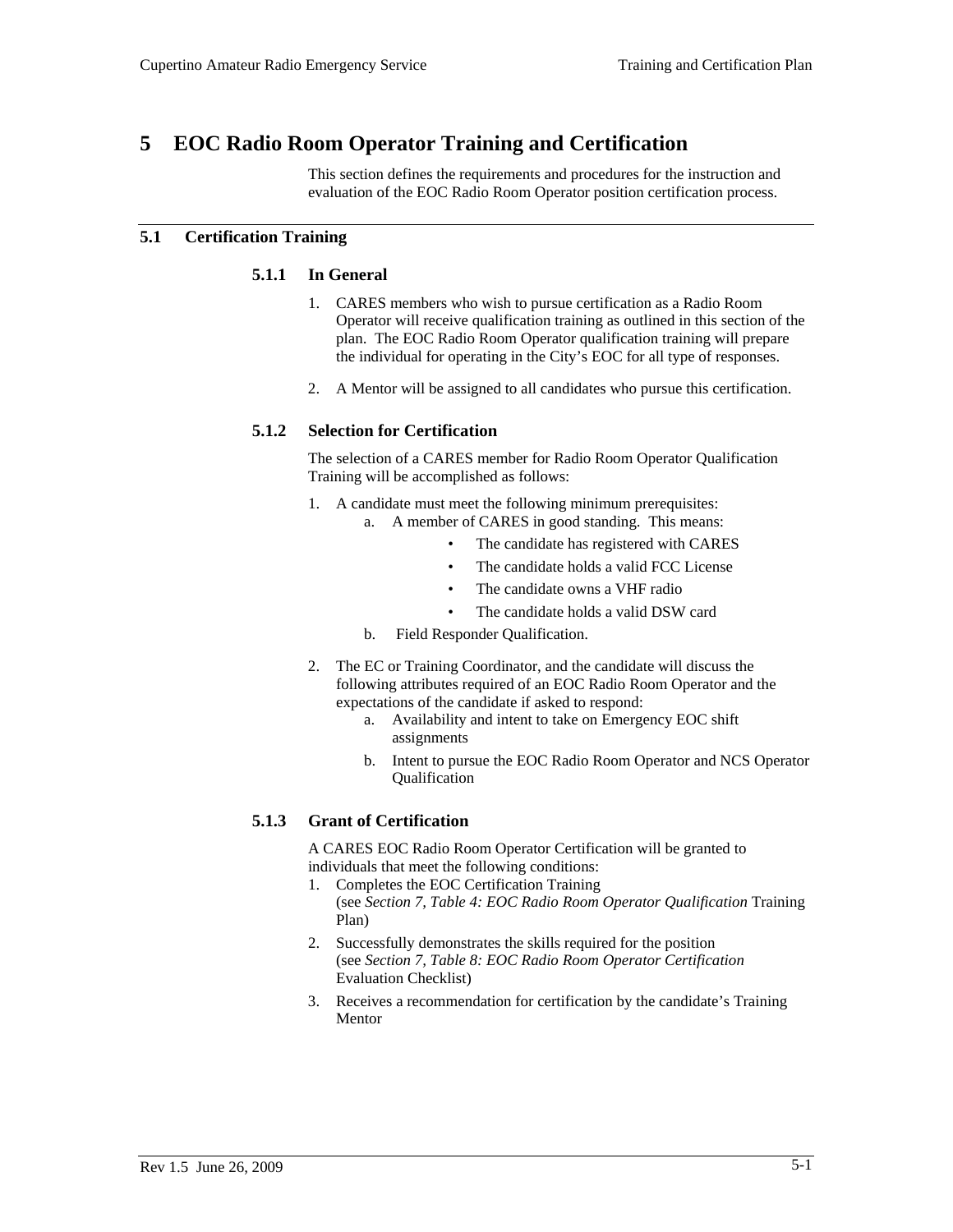# 5 EOC Radio Room Operator Training and Certification

This section defines the requirements and procedures for the instruction and evaluation of the EOC Radio Room Operator position certification process.

## 5.1 Certification Training

### 5.1.1 In General

1. CARES members who wish to pursue certification as a Radio Room Operator will receive qualification training as outlined in this section of the plan. The EOC Radio Room Operator qualification training will prepare the individual for operating in the City's EOC for all type of responses.

2. A Mentor will be assigned to all candidates who pursue this certification.

### 5.1.2 Selection for Certification

The selection of a CARES member for Radio Room Operator Qualification Training will be accomplished as follows:

1. A candidate must meet the following minimum prerequisites:
    a. A member of CARES in good standing. This means:
        - The candidate has registered with CARES
        - The candidate holds a valid FCC License
        - The candidate owns a VHF radio
        - The candidate holds a valid DSW card
    b. Field Responder Qualification.

2. The EC or Training Coordinator, and the candidate will discuss the following attributes required of an EOC Radio Room Operator and the expectations of the candidate if asked to respond:
    a. Availability and intent to take on Emergency EOC shift assignments
    b. Intent to pursue the EOC Radio Room Operator and NCS Operator Qualification

### 5.1.3 Grant of Certification

A CARES EOC Radio Room Operator Certification will be granted to individuals that meet the following conditions:

1. Completes the EOC Certification Training (see *Section 7, Table 4: EOC Radio Room Operator Qualification* Training Plan)
2. Successfully demonstrates the skills required for the position (see *Section 7, Table 8: EOC Radio Room Operator Certification* Evaluation Checklist)
3. Receives a recommendation for certification by the candidate's Training Mentor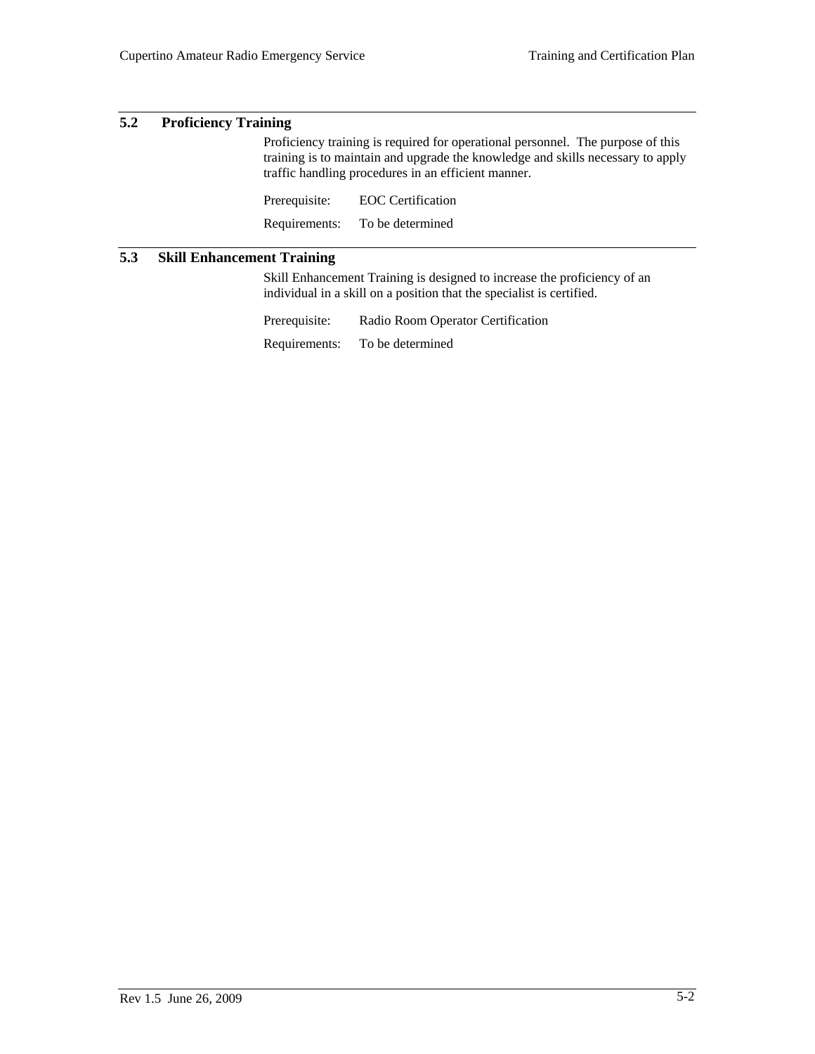## 5.2 Proficiency Training

Proficiency training is required for operational personnel. The purpose of this training is to maintain and upgrade the knowledge and skills necessary to apply traffic handling procedures in an efficient manner.

Prerequisite: EOC Certification

Requirements: To be determined

## 5.3 Skill Enhancement Training

Skill Enhancement Training is designed to increase the proficiency of an individual in a skill on a position that the specialist is certified.

Prerequisite: Radio Room Operator Certification

Requirements: To be determined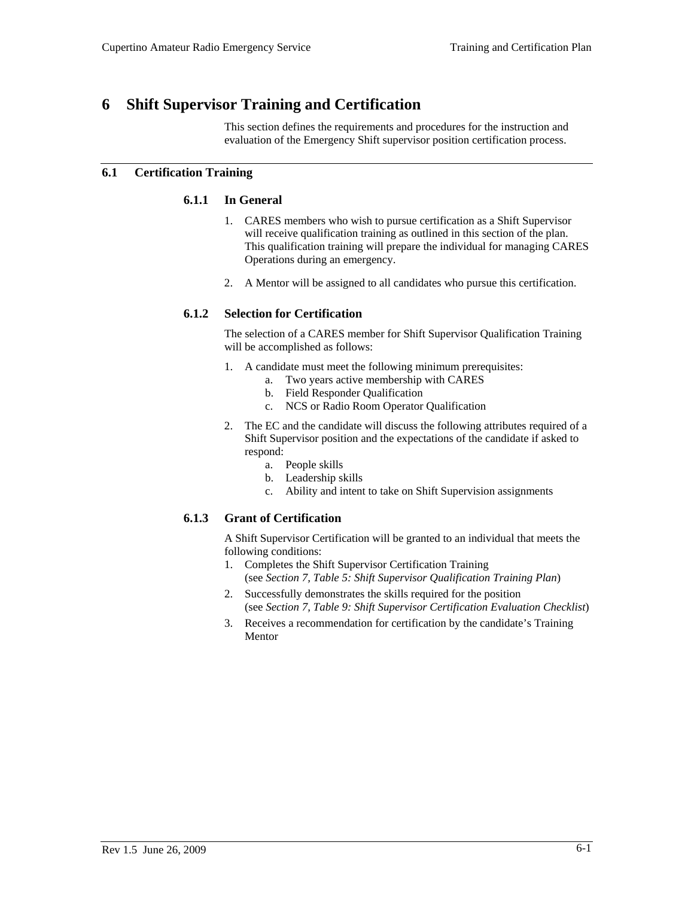# 6 Shift Supervisor Training and Certification

This section defines the requirements and procedures for the instruction and evaluation of the Emergency Shift supervisor position certification process.

## 6.1 Certification Training

### 6.1.1 In General

1. CARES members who wish to pursue certification as a Shift Supervisor will receive qualification training as outlined in this section of the plan. This qualification training will prepare the individual for managing CARES Operations during an emergency.
2. A Mentor will be assigned to all candidates who pursue this certification.

### 6.1.2 Selection for Certification

The selection of a CARES member for Shift Supervisor Qualification Training will be accomplished as follows:

1. A candidate must meet the following minimum prerequisites:
   a. Two years active membership with CARES
   b. Field Responder Qualification
   c. NCS or Radio Room Operator Qualification
2. The EC and the candidate will discuss the following attributes required of a Shift Supervisor position and the expectations of the candidate if asked to respond:
   a. People skills
   b. Leadership skills
   c. Ability and intent to take on Shift Supervision assignments

### 6.1.3 Grant of Certification

A Shift Supervisor Certification will be granted to an individual that meets the following conditions:

1. Completes the Shift Supervisor Certification Training (see *Section 7, Table 5: Shift Supervisor Qualification Training Plan*)
2. Successfully demonstrates the skills required for the position (see *Section 7, Table 9: Shift Supervisor Certification Evaluation Checklist*)
3. Receives a recommendation for certification by the candidate's Training Mentor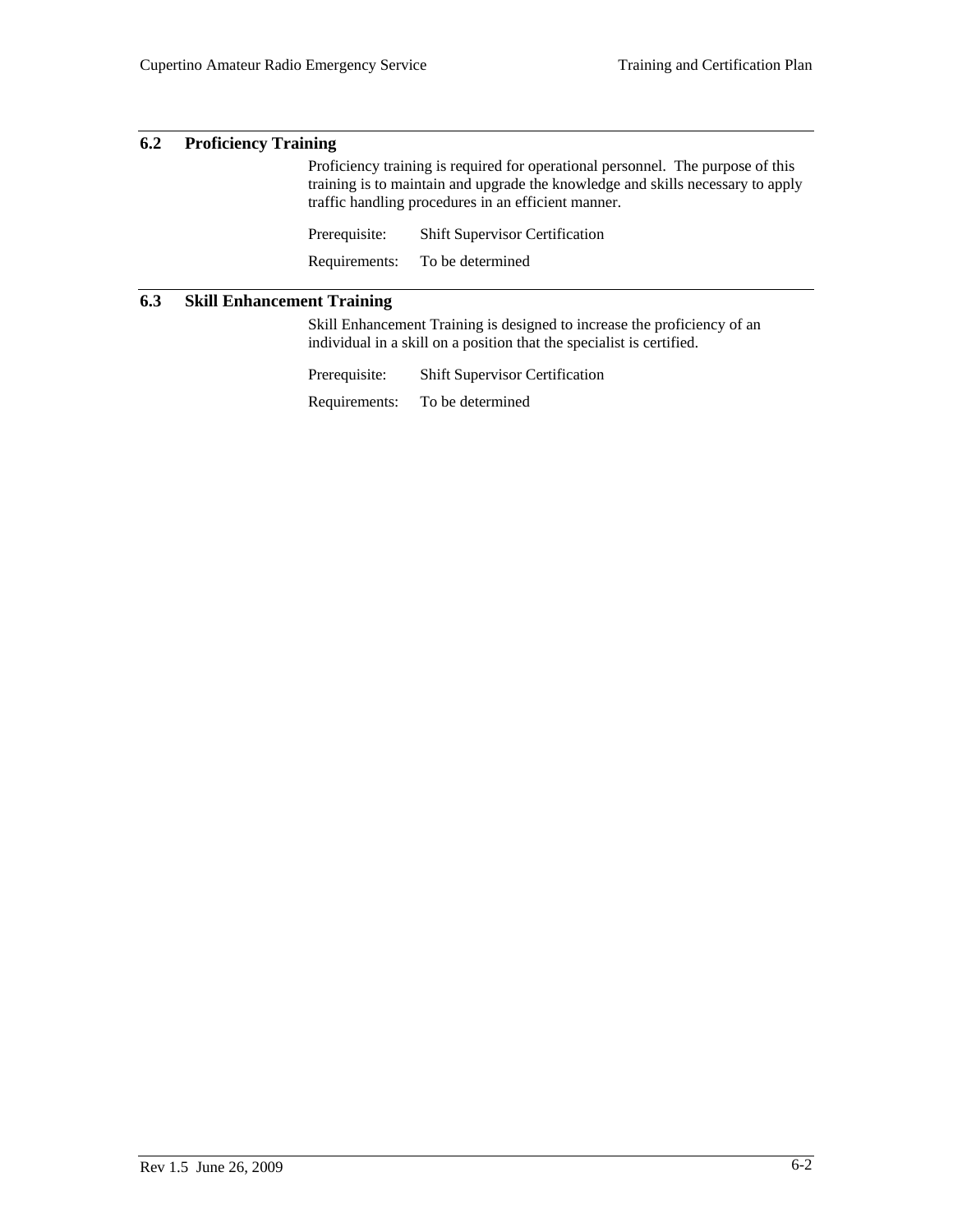## 6.2 Proficiency Training

Proficiency training is required for operational personnel. The purpose of this training is to maintain and upgrade the knowledge and skills necessary to apply traffic handling procedures in an efficient manner.

Prerequisite: Shift Supervisor Certification

Requirements: To be determined

## 6.3 Skill Enhancement Training

Skill Enhancement Training is designed to increase the proficiency of an individual in a skill on a position that the specialist is certified.

Prerequisite: Shift Supervisor Certification

Requirements: To be determined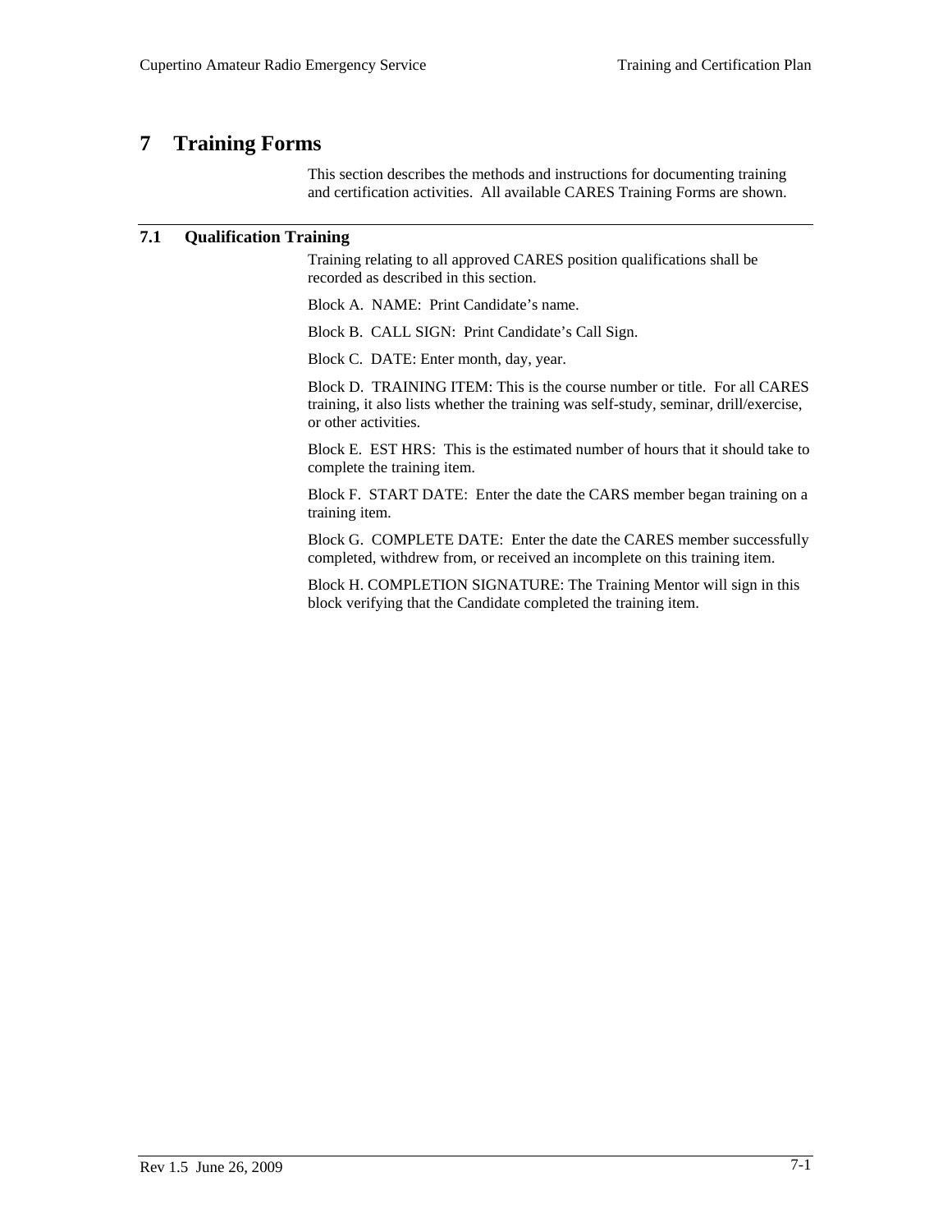# 7 Training Forms

This section describes the methods and instructions for documenting training and certification activities. All available CARES Training Forms are shown.

## 7.1 Qualification Training

Training relating to all approved CARES position qualifications shall be recorded as described in this section.

Block A. NAME: Print Candidate's name.

Block B. CALL SIGN: Print Candidate's Call Sign.

Block C. DATE: Enter month, day, year.

Block D. TRAINING ITEM: This is the course number or title. For all CARES training, it also lists whether the training was self-study, seminar, drill/exercise, or other activities.

Block E. EST HRS: This is the estimated number of hours that it should take to complete the training item.

Block F. START DATE: Enter the date the CARS member began training on a training item.

Block G. COMPLETE DATE: Enter the date the CARES member successfully completed, withdrew from, or received an incomplete on this training item.

Block H. COMPLETION SIGNATURE: The Training Mentor will sign in this block verifying that the Candidate completed the training item.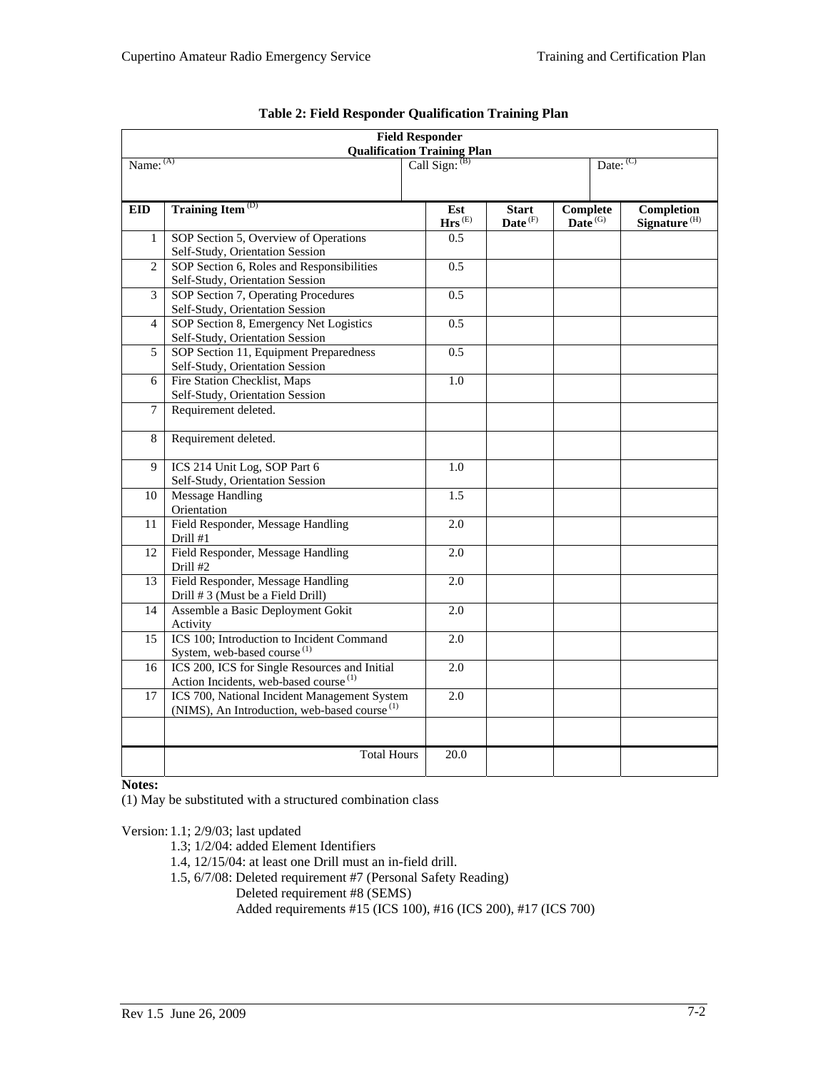**Table 2: Field Responder Qualification Training Plan**

| Field Responder Qualification Training Plan | | | | | |
|---|---|---|---|---|---|
| Name: (A) | | Call Sign: (B) | | Date: (C) | |
| **EID** | **Training Item (D)** | **Est Hrs (E)** | **Start Date (F)** | **Complete Date (G)** | **Completion Signature (H)** |
| 1 | SOP Section 5, Overview of Operations<br>Self-Study, Orientation Session | 0.5 | | | |
| 2 | SOP Section 6, Roles and Responsibilities<br>Self-Study, Orientation Session | 0.5 | | | |
| 3 | SOP Section 7, Operating Procedures<br>Self-Study, Orientation Session | 0.5 | | | |
| 4 | SOP Section 8, Emergency Net Logistics<br>Self-Study, Orientation Session | 0.5 | | | |
| 5 | SOP Section 11, Equipment Preparedness<br>Self-Study, Orientation Session | 0.5 | | | |
| 6 | Fire Station Checklist, Maps<br>Self-Study, Orientation Session | 1.0 | | | |
| 7 | Requirement deleted. | | | | |
| 8 | Requirement deleted. | | | | |
| 9 | ICS 214 Unit Log, SOP Part 6<br>Self-Study, Orientation Session | 1.0 | | | |
| 10 | Message Handling<br>Orientation | 1.5 | | | |
| 11 | Field Responder, Message Handling<br>Drill #1 | 2.0 | | | |
| 12 | Field Responder, Message Handling<br>Drill #2 | 2.0 | | | |
| 13 | Field Responder, Message Handling<br>Drill # 3 (Must be a Field Drill) | 2.0 | | | |
| 14 | Assemble a Basic Deployment Gokit<br>Activity | 2.0 | | | |
| 15 | ICS 100; Introduction to Incident Command System, web-based course (1) | 2.0 | | | |
| 16 | ICS 200, ICS for Single Resources and Initial Action Incidents, web-based course (1) | 2.0 | | | |
| 17 | ICS 700, National Incident Management System (NIMS), An Introduction, web-based course (1) | 2.0 | | | |
| | | | | | |
| | Total Hours | 20.0 | | | |

**Notes:**

(1) May be substituted with a structured combination class

Version: 1.1; 2/9/03; last updated

1.3; 1/2/04: added Element Identifiers

1.4, 12/15/04: at least one Drill must an in-field drill.

1.5, 6/7/08: Deleted requirement #7 (Personal Safety Reading)

Deleted requirement #8 (SEMS)

Added requirements #15 (ICS 100), #16 (ICS 200), #17 (ICS 700)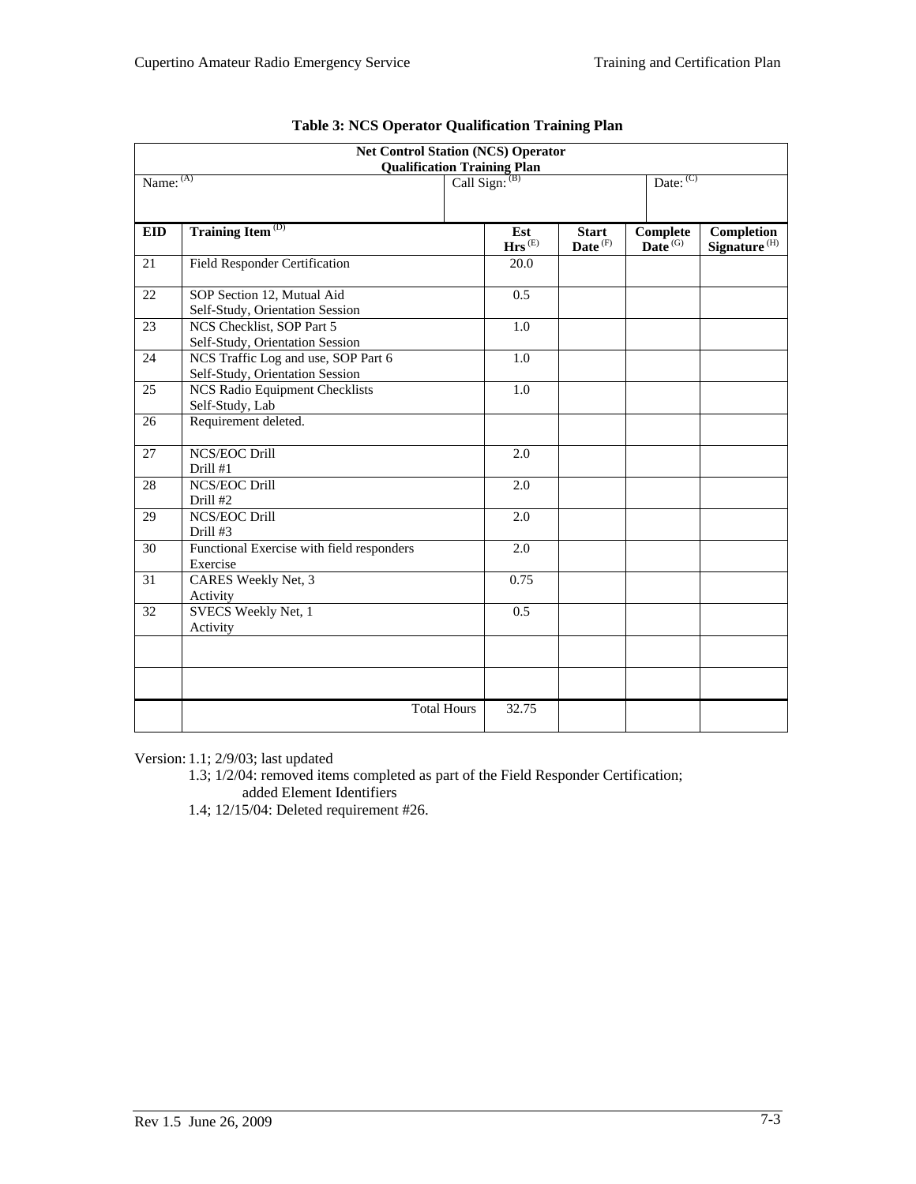**Table 3: NCS Operator Qualification Training Plan**

| **Net Control Station (NCS) Operator Qualification Training Plan** | | | | | | |
|---|---|---|---|---|---|---|
| Name: (A) | | Call Sign: (B) | | | Date: (C) | |
| **EID** | **Training Item** (D) | **Est Hrs** (E) | **Start Date** (F) | **Complete Date** (G) | **Completion Signature** (H) | |
| 21 | Field Responder Certification | 20.0 | | | | |
| 22 | SOP Section 12, Mutual Aid<br>Self-Study, Orientation Session | 0.5 | | | | |
| 23 | NCS Checklist, SOP Part 5<br>Self-Study, Orientation Session | 1.0 | | | | |
| 24 | NCS Traffic Log and use, SOP Part 6<br>Self-Study, Orientation Session | 1.0 | | | | |
| 25 | NCS Radio Equipment Checklists<br>Self-Study, Lab | 1.0 | | | | |
| 26 | Requirement deleted. | | | | | |
| 27 | NCS/EOC Drill<br>Drill #1 | 2.0 | | | | |
| 28 | NCS/EOC Drill<br>Drill #2 | 2.0 | | | | |
| 29 | NCS/EOC Drill<br>Drill #3 | 2.0 | | | | |
| 30 | Functional Exercise with field responders<br>Exercise | 2.0 | | | | |
| 31 | CARES Weekly Net, 3<br>Activity | 0.75 | | | | |
| 32 | SVECS Weekly Net, 1<br>Activity | 0.5 | | | | |
| | | | | | | |
| | | | | | | |
| | Total Hours | 32.75 | | | | |

Version: 1.1; 2/9/03; last updated
1.3; 1/2/04: removed items completed as part of the Field Responder Certification; added Element Identifiers
1.4; 12/15/04: Deleted requirement #26.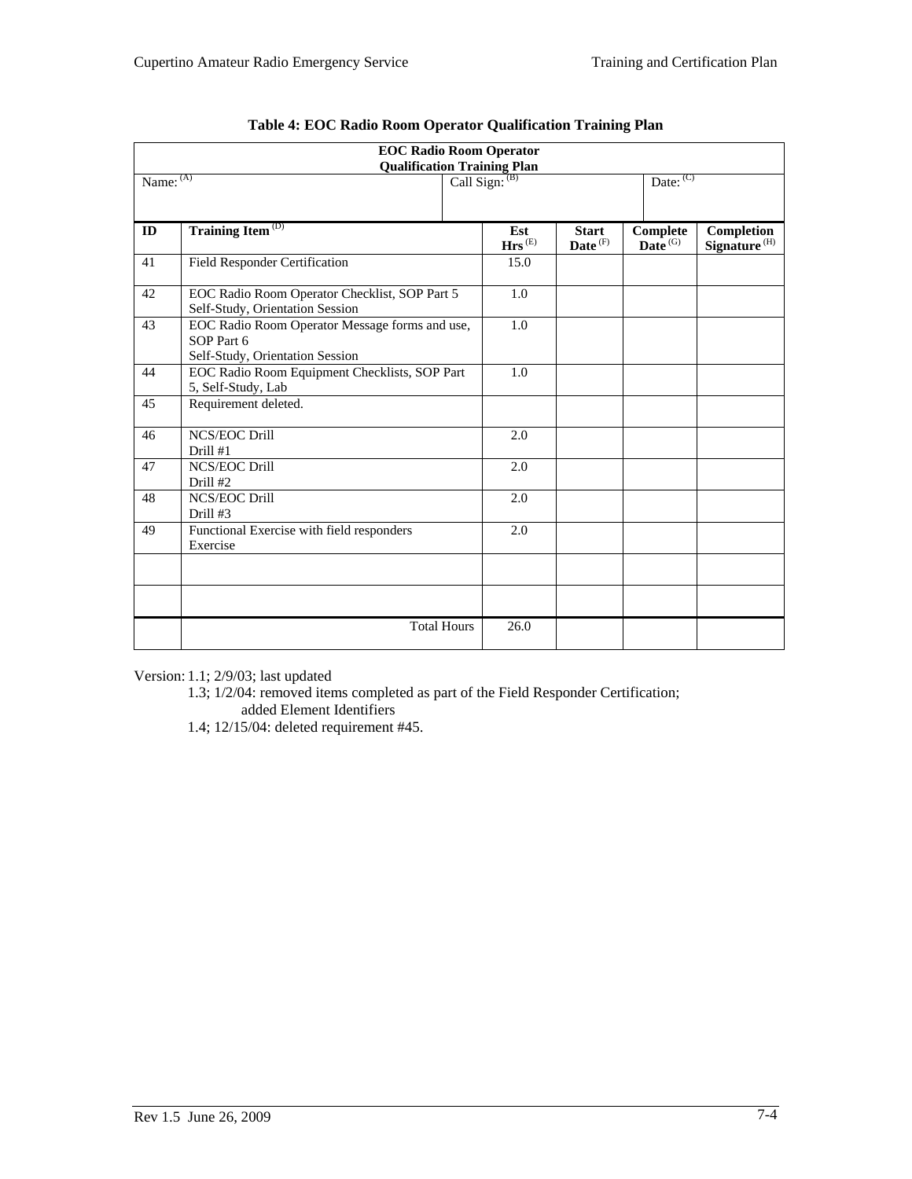**Table 4: EOC Radio Room Operator Qualification Training Plan**

| EOC Radio Room Operator Qualification Training Plan | | | | | | |
|---|---|---|---|---|---|---|
| Name: (A) | | Call Sign: (B) | | | Date: (C) | |
| **ID** | **Training Item (D)** | **Est Hrs (E)** | **Start Date (F)** | **Complete Date (G)** | **Completion Signature (H)** | |
| 41 | Field Responder Certification | 15.0 | | | | |
| 42 | EOC Radio Room Operator Checklist, SOP Part 5 Self-Study, Orientation Session | 1.0 | | | | |
| 43 | EOC Radio Room Operator Message forms and use, SOP Part 6 Self-Study, Orientation Session | 1.0 | | | | |
| 44 | EOC Radio Room Equipment Checklists, SOP Part 5, Self-Study, Lab | 1.0 | | | | |
| 45 | Requirement deleted. | | | | | |
| 46 | NCS/EOC Drill Drill #1 | 2.0 | | | | |
| 47 | NCS/EOC Drill Drill #2 | 2.0 | | | | |
| 48 | NCS/EOC Drill Drill #3 | 2.0 | | | | |
| 49 | Functional Exercise with field responders Exercise | 2.0 | | | | |
| | | | | | | |
| | | | | | | |
| | Total Hours | 26.0 | | | | |

Version: 1.1; 2/9/03; last updated

1.3; 1/2/04: removed items completed as part of the Field Responder Certification; added Element Identifiers

1.4; 12/15/04: deleted requirement #45.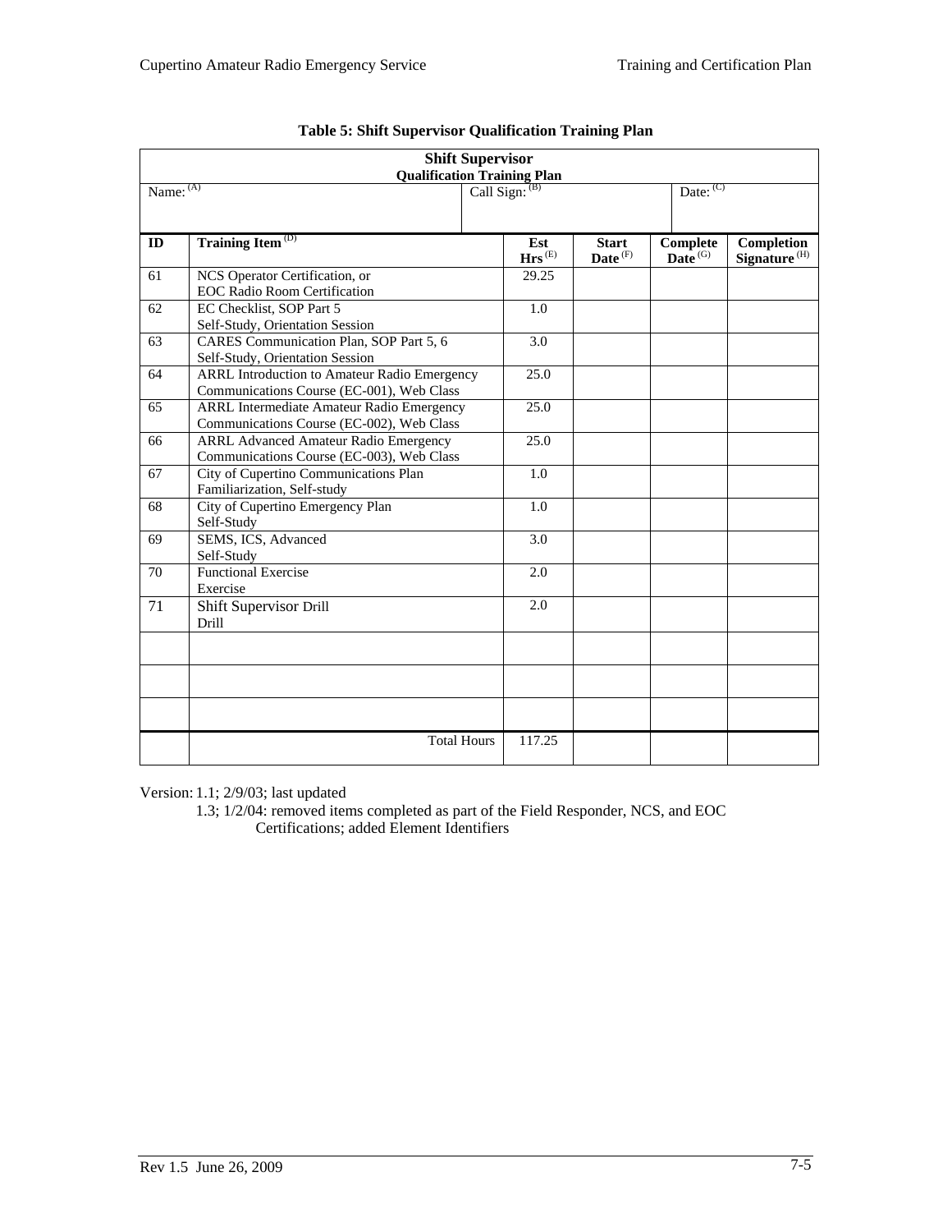**Table 5: Shift Supervisor Qualification Training Plan**

| **Shift Supervisor Qualification Training Plan** | | | | | |
|---|---|---|---|---|---|
| Name: (A) | | Call Sign: (B) | | Date: (C) | |
| **ID** | **Training Item** (D) | **Est Hrs** (E) | **Start Date** (F) | **Complete Date** (G) | **Completion Signature** (H) |
| 61 | NCS Operator Certification, or EOC Radio Room Certification | 29.25 | | | |
| 62 | EC Checklist, SOP Part 5 Self-Study, Orientation Session | 1.0 | | | |
| 63 | CARES Communication Plan, SOP Part 5, 6 Self-Study, Orientation Session | 3.0 | | | |
| 64 | ARRL Introduction to Amateur Radio Emergency Communications Course (EC-001), Web Class | 25.0 | | | |
| 65 | ARRL Intermediate Amateur Radio Emergency Communications Course (EC-002), Web Class | 25.0 | | | |
| 66 | ARRL Advanced Amateur Radio Emergency Communications Course (EC-003), Web Class | 25.0 | | | |
| 67 | City of Cupertino Communications Plan Familiarization, Self-study | 1.0 | | | |
| 68 | City of Cupertino Emergency Plan Self-Study | 1.0 | | | |
| 69 | SEMS, ICS, Advanced Self-Study | 3.0 | | | |
| 70 | Functional Exercise Exercise | 2.0 | | | |
| 71 | Shift Supervisor Drill Drill | 2.0 | | | |
| | | | | | |
| | | | | | |
| | | | | | |
| | Total Hours | 117.25 | | | |

Version: 1.1; 2/9/03; last updated

1.3; 1/2/04: removed items completed as part of the Field Responder, NCS, and EOC Certifications; added Element Identifiers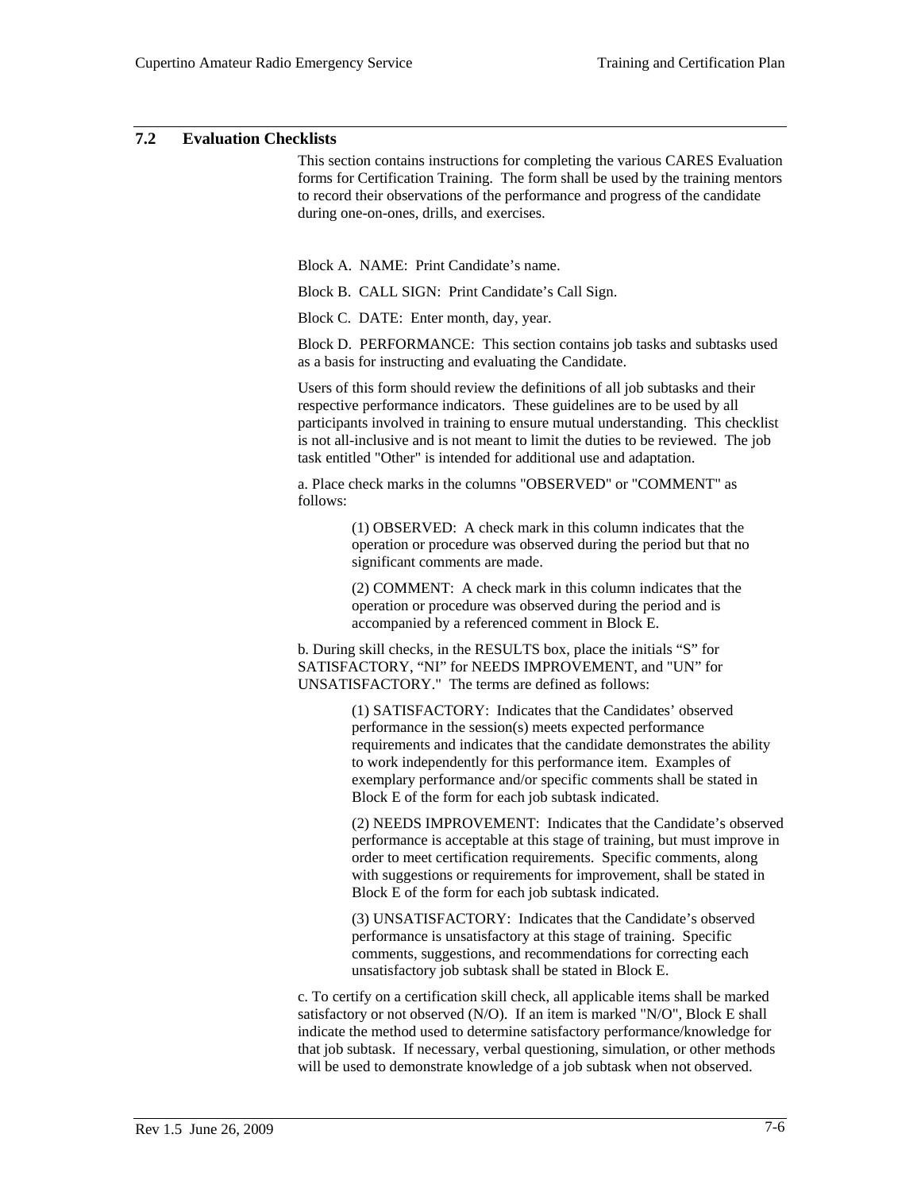## 7.2 Evaluation Checklists

This section contains instructions for completing the various CARES Evaluation forms for Certification Training. The form shall be used by the training mentors to record their observations of the performance and progress of the candidate during one-on-ones, drills, and exercises.

Block A. NAME: Print Candidate's name.

Block B. CALL SIGN: Print Candidate's Call Sign.

Block C. DATE: Enter month, day, year.

Block D. PERFORMANCE: This section contains job tasks and subtasks used as a basis for instructing and evaluating the Candidate.

Users of this form should review the definitions of all job subtasks and their respective performance indicators. These guidelines are to be used by all participants involved in training to ensure mutual understanding. This checklist is not all-inclusive and is not meant to limit the duties to be reviewed. The job task entitled "Other" is intended for additional use and adaptation.

a. Place check marks in the columns "OBSERVED" or "COMMENT" as follows:

> (1) OBSERVED: A check mark in this column indicates that the operation or procedure was observed during the period but that no significant comments are made.
>
> (2) COMMENT: A check mark in this column indicates that the operation or procedure was observed during the period and is accompanied by a referenced comment in Block E.

b. During skill checks, in the RESULTS box, place the initials "S" for SATISFACTORY, "NI" for NEEDS IMPROVEMENT, and "UN" for UNSATISFACTORY." The terms are defined as follows:

> (1) SATISFACTORY: Indicates that the Candidates' observed performance in the session(s) meets expected performance requirements and indicates that the candidate demonstrates the ability to work independently for this performance item. Examples of exemplary performance and/or specific comments shall be stated in Block E of the form for each job subtask indicated.
>
> (2) NEEDS IMPROVEMENT: Indicates that the Candidate's observed performance is acceptable at this stage of training, but must improve in order to meet certification requirements. Specific comments, along with suggestions or requirements for improvement, shall be stated in Block E of the form for each job subtask indicated.
>
> (3) UNSATISFACTORY: Indicates that the Candidate's observed performance is unsatisfactory at this stage of training. Specific comments, suggestions, and recommendations for correcting each unsatisfactory job subtask shall be stated in Block E.

c. To certify on a certification skill check, all applicable items shall be marked satisfactory or not observed (N/O). If an item is marked "N/O", Block E shall indicate the method used to determine satisfactory performance/knowledge for that job subtask. If necessary, verbal questioning, simulation, or other methods will be used to demonstrate knowledge of a job subtask when not observed.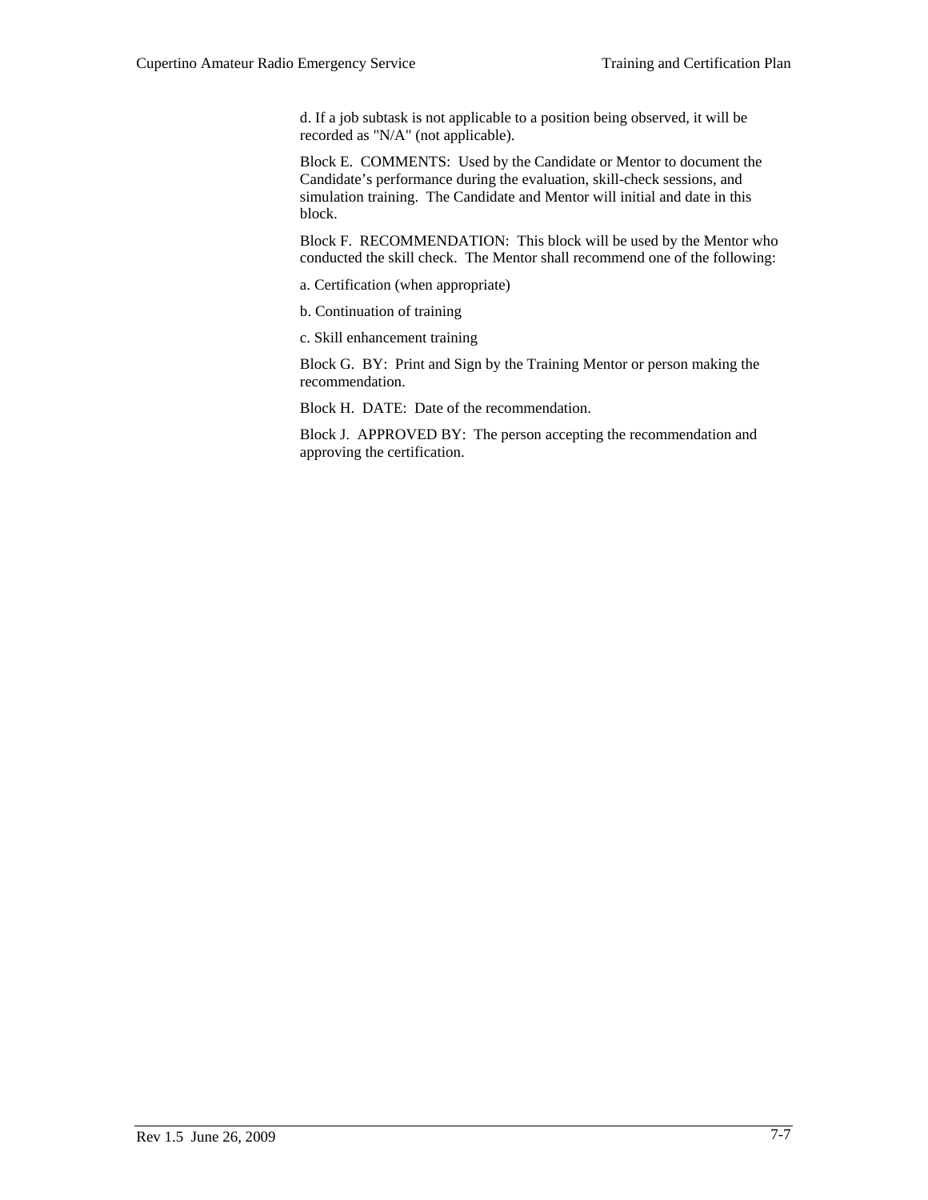d. If a job subtask is not applicable to a position being observed, it will be recorded as "N/A" (not applicable).

Block E. COMMENTS: Used by the Candidate or Mentor to document the Candidate's performance during the evaluation, skill-check sessions, and simulation training. The Candidate and Mentor will initial and date in this block.

Block F. RECOMMENDATION: This block will be used by the Mentor who conducted the skill check. The Mentor shall recommend one of the following:

a. Certification (when appropriate)

b. Continuation of training

c. Skill enhancement training

Block G. BY: Print and Sign by the Training Mentor or person making the recommendation.

Block H. DATE: Date of the recommendation.

Block J. APPROVED BY: The person accepting the recommendation and approving the certification.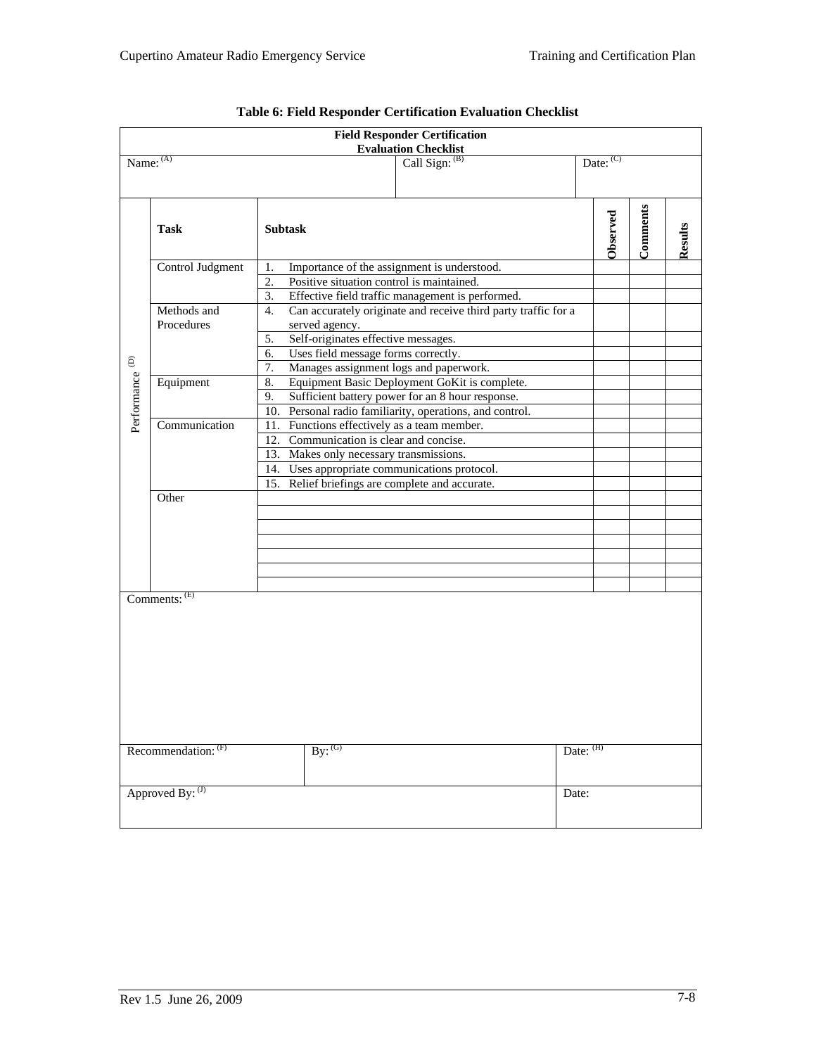**Table 6: Field Responder Certification Evaluation Checklist**

| Field Responder Certification Evaluation Checklist | | | | | |
|---|---|---|---|---|---|
| Name: (A) | | Call Sign: (B) | | Date: (C) | |
| | **Task** | **Subtask** | **Observed** | **Comments** | **Results** |
| Performance (D) | Control Judgment | 1. Importance of the assignment is understood. | | | |
| | | 2. Positive situation control is maintained. | | | |
| | | 3. Effective field traffic management is performed. | | | |
| | Methods and Procedures | 4. Can accurately originate and receive third party traffic for a served agency. | | | |
| | | 5. Self-originates effective messages. | | | |
| | | 6. Uses field message forms correctly. | | | |
| | | 7. Manages assignment logs and paperwork. | | | |
| | Equipment | 8. Equipment Basic Deployment GoKit is complete. | | | |
| | | 9. Sufficient battery power for an 8 hour response. | | | |
| | | 10. Personal radio familiarity, operations, and control. | | | |
| | Communication | 11. Functions effectively as a team member. | | | |
| | | 12. Communication is clear and concise. | | | |
| | | 13. Makes only necessary transmissions. | | | |
| | | 14. Uses appropriate communications protocol. | | | |
| | | 15. Relief briefings are complete and accurate. | | | |
| | Other | | | | |
| | | | | | |
| | | | | | |
| | | | | | |
| | | | | | |
| | | | | | |
| | | | | | |
| Comments: (E) | | | | | |
| Recommendation: (F) | | By: (G) | | Date: (H) | |
| Approved By: (J) | | | | Date: | |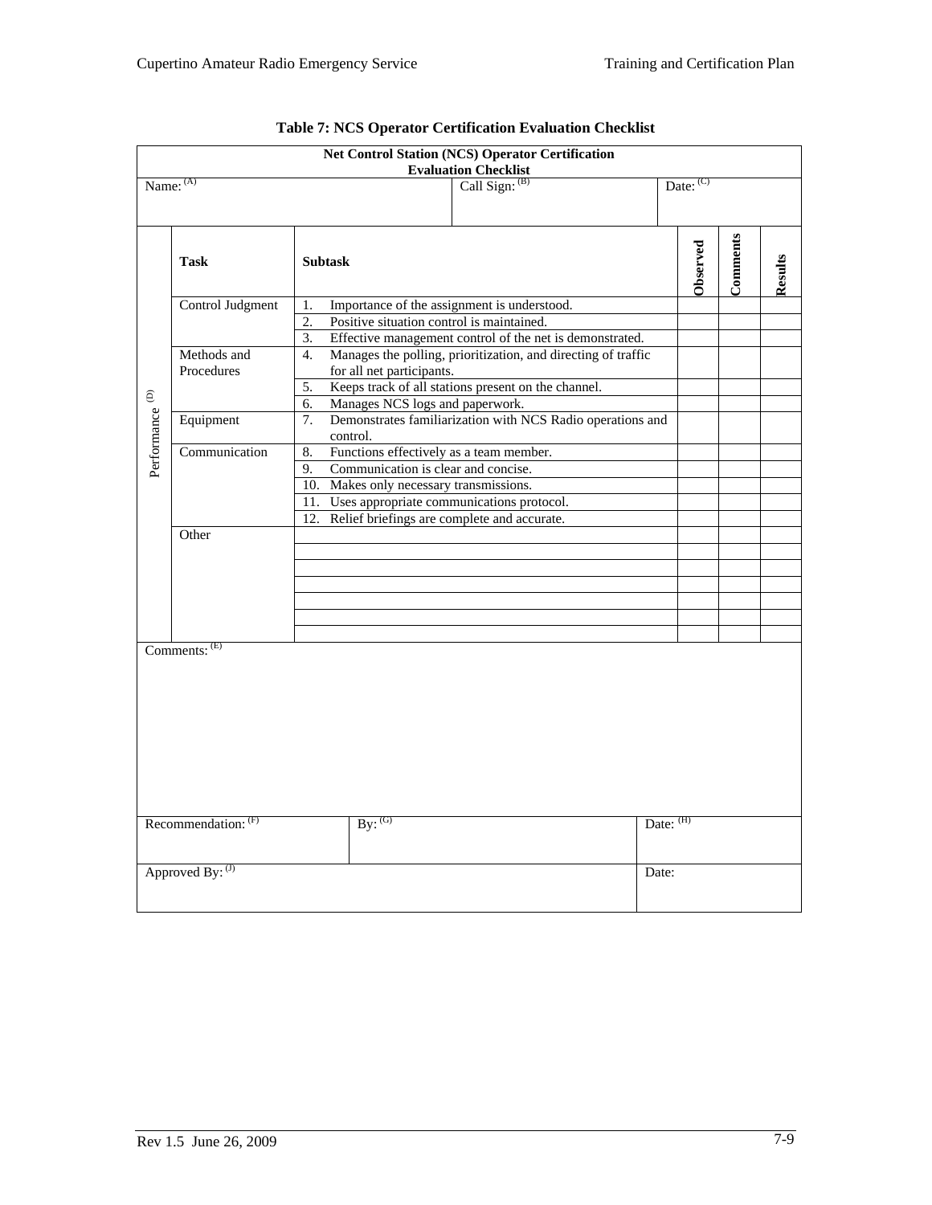**Table 7: NCS Operator Certification Evaluation Checklist**

**Net Control Station (NCS) Operator Certification Evaluation Checklist**

| Name: (A) | Call Sign: (B) | Date: (C) |
|---|---|---|

| | Task | Subtask | Observed | Comments | Results |
|---|---|---|---|---|---|
| Performance (D) | Control Judgment | 1. Importance of the assignment is understood. | | | |
| | | 2. Positive situation control is maintained. | | | |
| | | 3. Effective management control of the net is demonstrated. | | | |
| | Methods and Procedures | 4. Manages the polling, prioritization, and directing of traffic for all net participants. | | | |
| | | 5. Keeps track of all stations present on the channel. | | | |
| | | 6. Manages NCS logs and paperwork. | | | |
| | Equipment | 7. Demonstrates familiarization with NCS Radio operations and control. | | | |
| | Communication | 8. Functions effectively as a team member. | | | |
| | | 9. Communication is clear and concise. | | | |
| | | 10. Makes only necessary transmissions. | | | |
| | | 11. Uses appropriate communications protocol. | | | |
| | | 12. Relief briefings are complete and accurate. | | | |
| | Other | | | | |
| | | | | | |
| | | | | | |
| | | | | | |
| | | | | | |
| | | | | | |
| | | | | | |

Comments: (E)

| Recommendation: (F) | By: (G) | Date: (H) |
|---|---|---|
| Approved By: (J) | | Date: |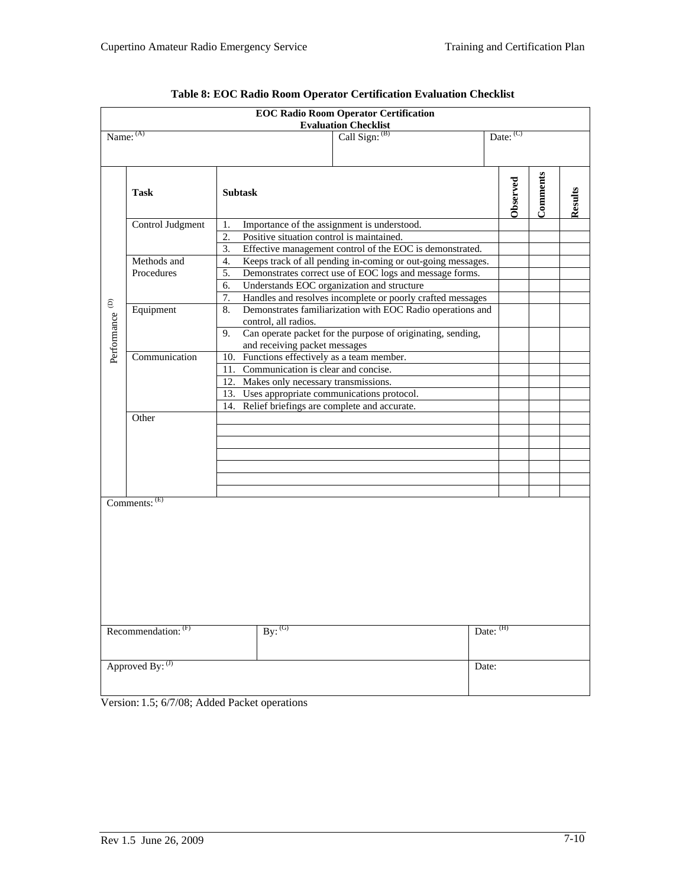**Table 8: EOC Radio Room Operator Certification Evaluation Checklist**

**EOC Radio Room Operator Certification Evaluation Checklist**

| Name: [(A)] | | Call Sign: [(B)] | Date: [(C)] | | |
|---|---|---|---|---|---|

| | Task | Subtask | Observed | Comments | Results |
|---|---|---|---|---|---|
| Performance [(D)] | Control Judgment | 1. Importance of the assignment is understood. | | | |
| | | 2. Positive situation control is maintained. | | | |
| | | 3. Effective management control of the EOC is demonstrated. | | | |
| | Methods and Procedures | 4. Keeps track of all pending in-coming or out-going messages. | | | |
| | | 5. Demonstrates correct use of EOC logs and message forms. | | | |
| | | 6. Understands EOC organization and structure | | | |
| | | 7. Handles and resolves incomplete or poorly crafted messages | | | |
| | Equipment | 8. Demonstrates familiarization with EOC Radio operations and control, all radios. | | | |
| | | 9. Can operate packet for the purpose of originating, sending, and receiving packet messages | | | |
| | Communication | 10. Functions effectively as a team member. | | | |
| | | 11. Communication is clear and concise. | | | |
| | | 12. Makes only necessary transmissions. | | | |
| | | 13. Uses appropriate communications protocol. | | | |
| | | 14. Relief briefings are complete and accurate. | | | |
| | Other | | | | |
| | | | | | |
| | | | | | |
| | | | | | |
| | | | | | |
| | | | | | |
| | | | | | |

Comments: [(E)]

| Recommendation: [(F)] | By: [(G)] | Date: [(H)] |
|---|---|---|
| Approved By: [(J)] | | Date: |

Version: 1.5; 6/7/08; Added Packet operations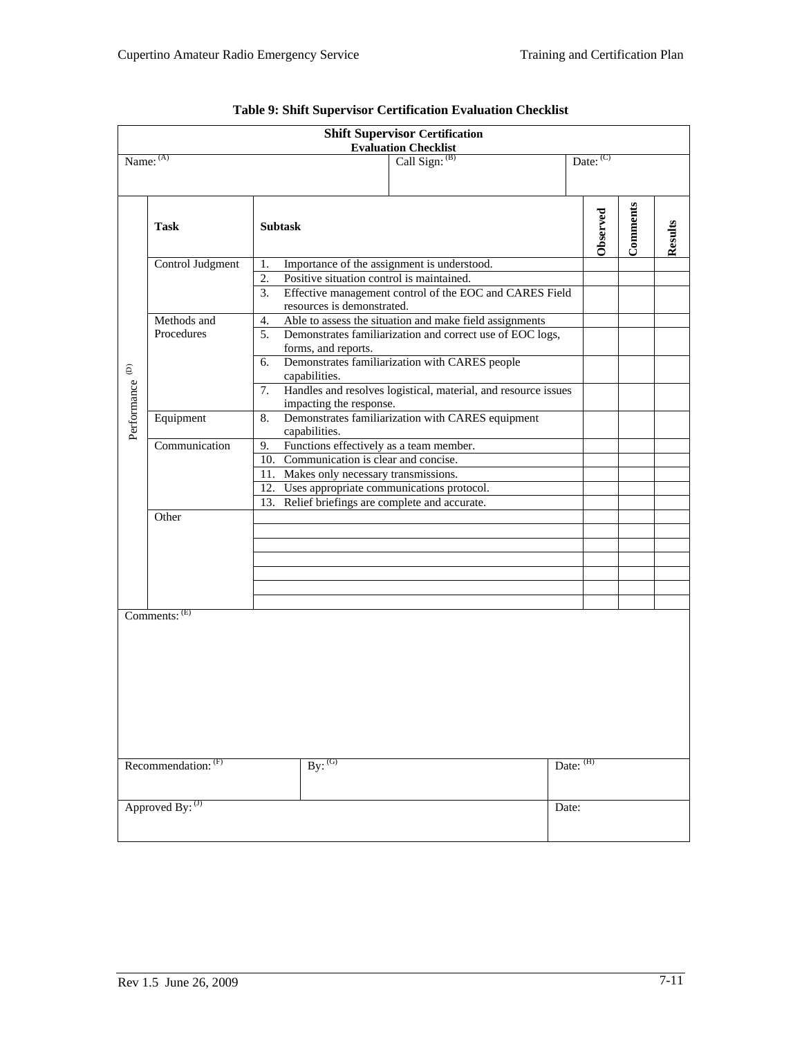**Table 9: Shift Supervisor Certification Evaluation Checklist**

| Shift Supervisor Certification Evaluation Checklist | | | | | |
|---|---|---|---|---|---|
| Name: (A) | | Call Sign: (B) | | Date: (C) | |
| | **Task** | **Subtask** | **Observed** | **Comments** | **Results** |
| Performance (D) | Control Judgment | 1. Importance of the assignment is understood. | | | |
| | | 2. Positive situation control is maintained. | | | |
| | | 3. Effective management control of the EOC and CARES Field resources is demonstrated. | | | |
| | Methods and Procedures | 4. Able to assess the situation and make field assignments | | | |
| | | 5. Demonstrates familiarization and correct use of EOC logs, forms, and reports. | | | |
| | | 6. Demonstrates familiarization with CARES people capabilities. | | | |
| | | 7. Handles and resolves logistical, material, and resource issues impacting the response. | | | |
| | Equipment | 8. Demonstrates familiarization with CARES equipment capabilities. | | | |
| | Communication | 9. Functions effectively as a team member. | | | |
| | | 10. Communication is clear and concise. | | | |
| | | 11. Makes only necessary transmissions. | | | |
| | | 12. Uses appropriate communications protocol. | | | |
| | | 13. Relief briefings are complete and accurate. | | | |
| | Other | | | | |
| | | | | | |
| | | | | | |
| | | | | | |
| | | | | | |
| | | | | | |
| | | | | | |
| Comments: (E) | | | | | |
| Recommendation: (F) | | By: (G) | | Date: (H) | |
| Approved By: (J) | | | | Date: | |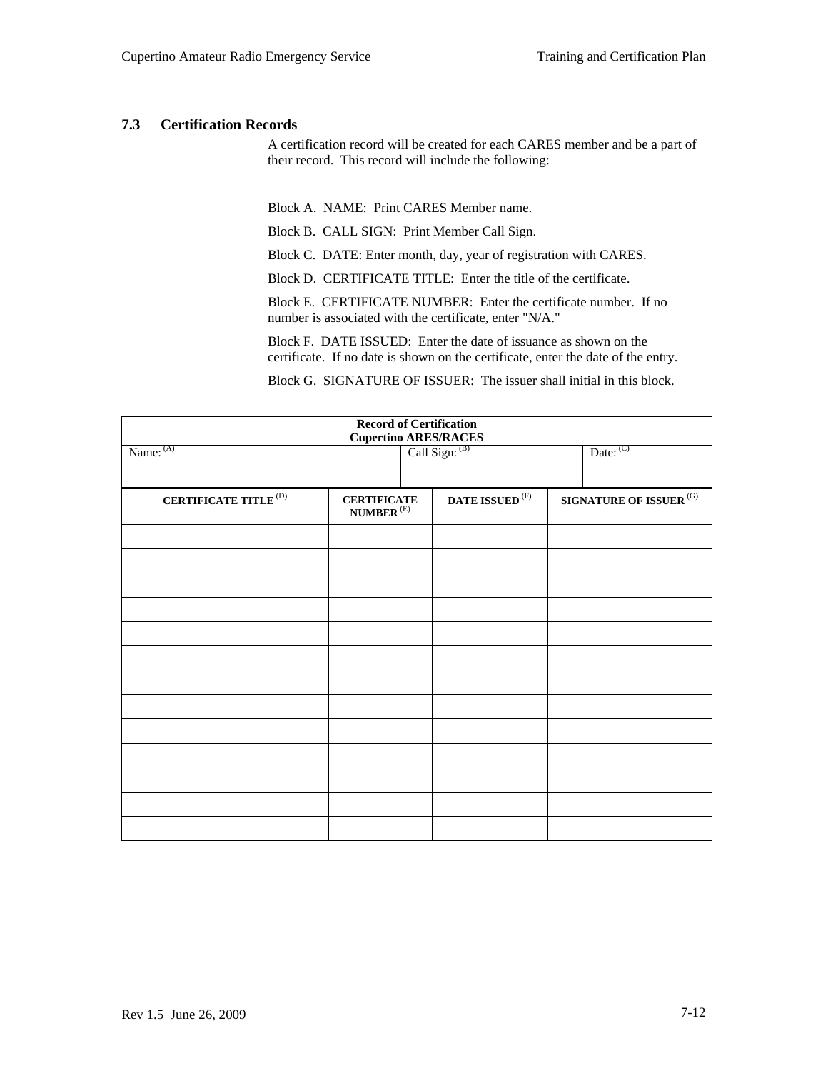## 7.3 Certification Records

A certification record will be created for each CARES member and be a part of their record. This record will include the following:

Block A. NAME: Print CARES Member name.

Block B. CALL SIGN: Print Member Call Sign.

Block C. DATE: Enter month, day, year of registration with CARES.

Block D. CERTIFICATE TITLE: Enter the title of the certificate.

Block E. CERTIFICATE NUMBER: Enter the certificate number. If no number is associated with the certificate, enter "N/A."

Block F. DATE ISSUED: Enter the date of issuance as shown on the certificate. If no date is shown on the certificate, enter the date of the entry.

Block G. SIGNATURE OF ISSUER: The issuer shall initial in this block.

**Record of Certification**
**Cupertino ARES/RACES**

| Name: (A) | Call Sign: (B) | | Date: (C) |
|---|---|---|---|
| **CERTIFICATE TITLE (D)** | **CERTIFICATE NUMBER (E)** | **DATE ISSUED (F)** | **SIGNATURE OF ISSUER (G)** |
| | | | |
| | | | |
| | | | |
| | | | |
| | | | |
| | | | |
| | | | |
| | | | |
| | | | |
| | | | |
| | | | |
| | | | |
| | | | |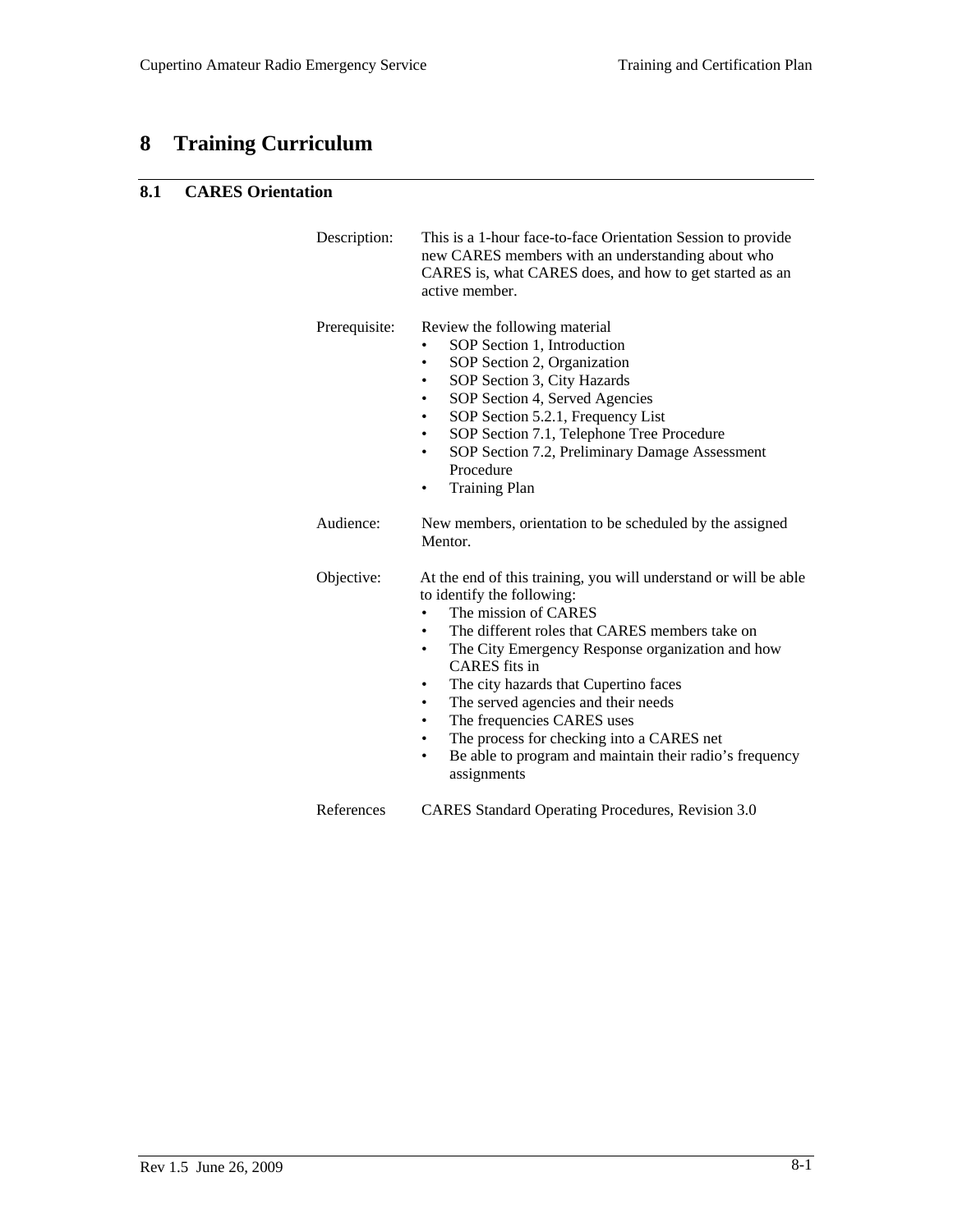# 8 Training Curriculum

## 8.1 CARES Orientation

Description: This is a 1-hour face-to-face Orientation Session to provide new CARES members with an understanding about who CARES is, what CARES does, and how to get started as an active member.

Prerequisite: Review the following material

- SOP Section 1, Introduction
- SOP Section 2, Organization
- SOP Section 3, City Hazards
- SOP Section 4, Served Agencies
- SOP Section 5.2.1, Frequency List
- SOP Section 7.1, Telephone Tree Procedure
- SOP Section 7.2, Preliminary Damage Assessment Procedure
- Training Plan

Audience: New members, orientation to be scheduled by the assigned Mentor.

Objective: At the end of this training, you will understand or will be able to identify the following:

- The mission of CARES
- The different roles that CARES members take on
- The City Emergency Response organization and how CARES fits in
- The city hazards that Cupertino faces
- The served agencies and their needs
- The frequencies CARES uses
- The process for checking into a CARES net
- Be able to program and maintain their radio's frequency assignments

References CARES Standard Operating Procedures, Revision 3.0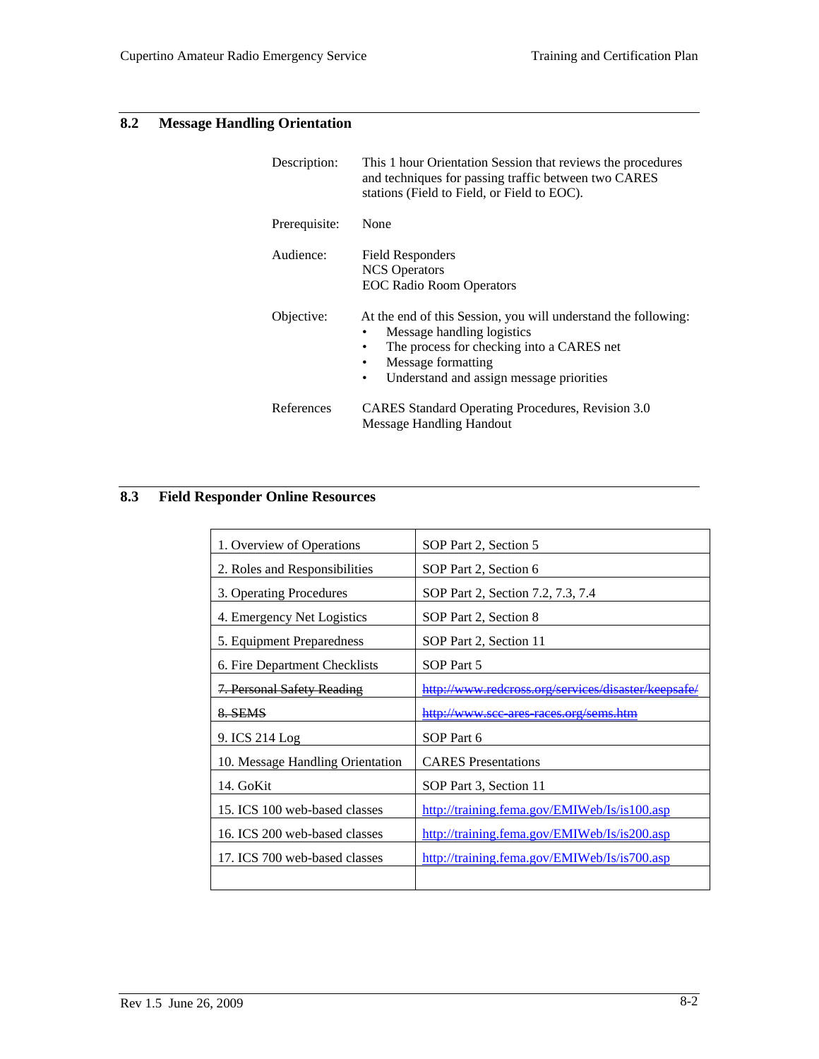## 8.2 Message Handling Orientation

Description: This 1 hour Orientation Session that reviews the procedures and techniques for passing traffic between two CARES stations (Field to Field, or Field to EOC).

Prerequisite: None

Audience: Field Responders
NCS Operators
EOC Radio Room Operators

Objective: At the end of this Session, you will understand the following:

- Message handling logistics
- The process for checking into a CARES net
- Message formatting
- Understand and assign message priorities

References CARES Standard Operating Procedures, Revision 3.0
Message Handling Handout

## 8.3 Field Responder Online Resources

| | |
|---|---|
| 1. Overview of Operations | SOP Part 2, Section 5 |
| 2. Roles and Responsibilities | SOP Part 2, Section 6 |
| 3. Operating Procedures | SOP Part 2, Section 7.2, 7.3, 7.4 |
| 4. Emergency Net Logistics | SOP Part 2, Section 8 |
| 5. Equipment Preparedness | SOP Part 2, Section 11 |
| 6. Fire Department Checklists | SOP Part 5 |
| ~~7. Personal Safety Reading~~ | ~~http://www.redcross.org/services/disaster/keepsafe/~~ |
| ~~8. SEMS~~ | ~~http://www.scc-ares-races.org/sems.htm~~ |
| 9. ICS 214 Log | SOP Part 6 |
| 10. Message Handling Orientation | CARES Presentations |
| 14. GoKit | SOP Part 3, Section 11 |
| 15. ICS 100 web-based classes | http://training.fema.gov/EMIWeb/Is/is100.asp |
| 16. ICS 200 web-based classes | http://training.fema.gov/EMIWeb/Is/is200.asp |
| 17. ICS 700 web-based classes | http://training.fema.gov/EMIWeb/Is/is700.asp |
| | |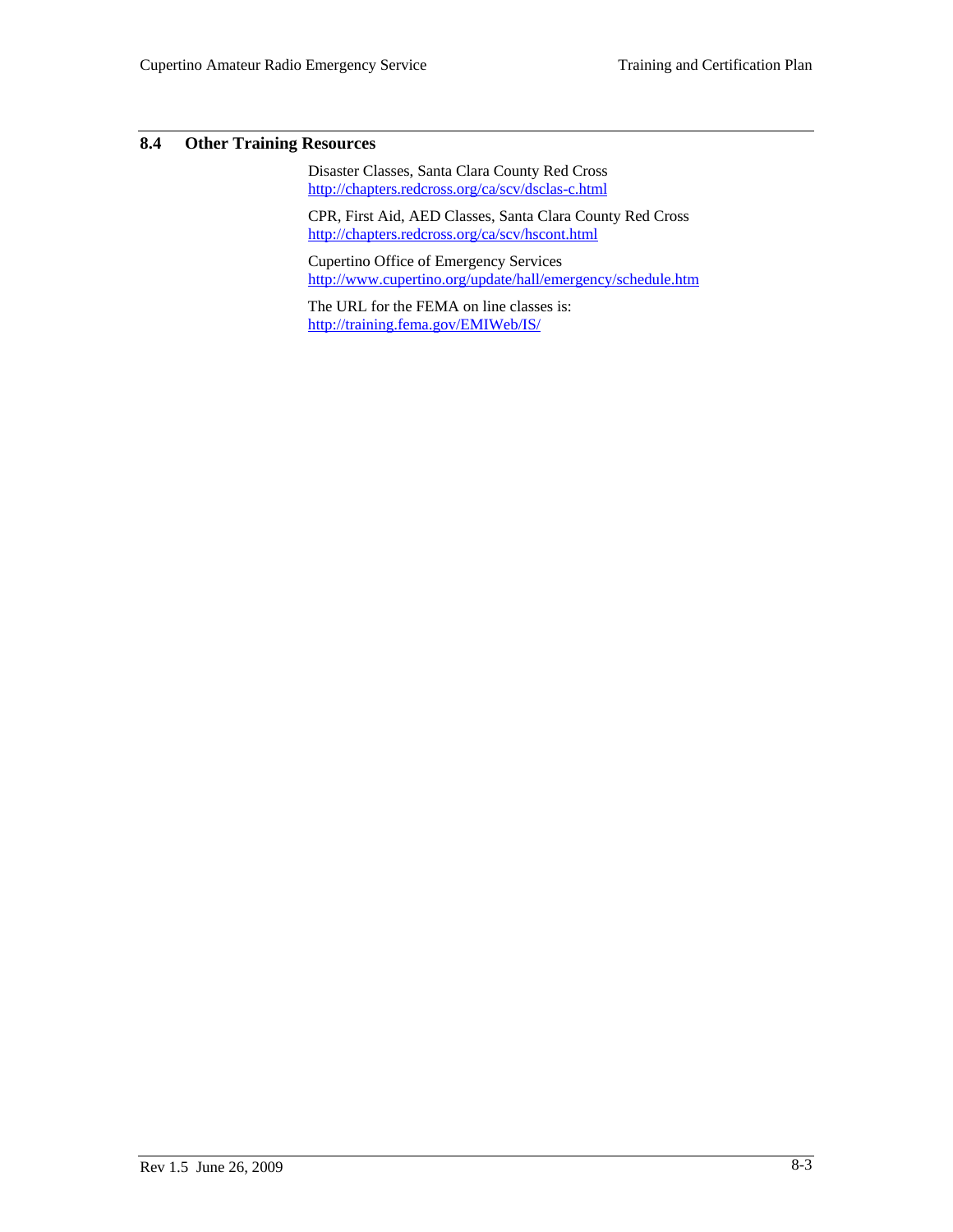## 8.4 Other Training Resources

Disaster Classes, Santa Clara County Red Cross
http://chapters.redcross.org/ca/scv/dsclas-c.html

CPR, First Aid, AED Classes, Santa Clara County Red Cross
http://chapters.redcross.org/ca/scv/hscont.html

Cupertino Office of Emergency Services
http://www.cupertino.org/update/hall/emergency/schedule.htm

The URL for the FEMA on line classes is:
http://training.fema.gov/EMIWeb/IS/